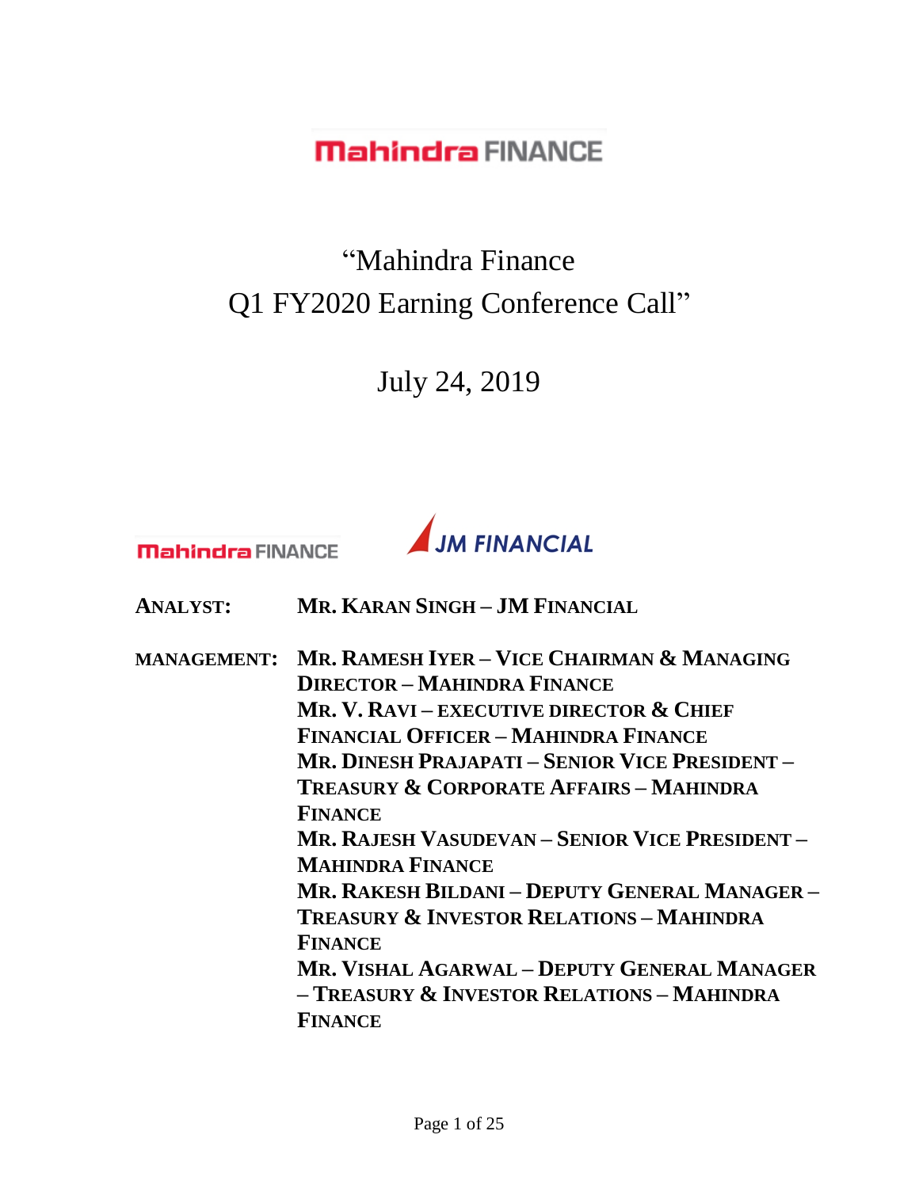Mahindra FINANCE

# "Mahindra Finance Q1 FY2020 Earning Conference Call"

July 24, 2019

Mahindra FINANCE

JM FINANCIAL

**ANALYST:** **MR. KARAN SINGH – JM FINANCIAL**

**MANAGEMENT:** **MR. RAMESH IYER – VICE CHAIRMAN & MANAGING DIRECTOR – MAHINDRA FINANCE**
**MR. V. RAVI – EXECUTIVE DIRECTOR & CHIEF FINANCIAL OFFICER – MAHINDRA FINANCE**
**MR. DINESH PRAJAPATI – SENIOR VICE PRESIDENT – TREASURY & CORPORATE AFFAIRS – MAHINDRA FINANCE**
**MR. RAJESH VASUDEVAN – SENIOR VICE PRESIDENT – MAHINDRA FINANCE**
**MR. RAKESH BILDANI – DEPUTY GENERAL MANAGER – TREASURY & INVESTOR RELATIONS – MAHINDRA FINANCE**
**MR. VISHAL AGARWAL – DEPUTY GENERAL MANAGER – TREASURY & INVESTOR RELATIONS – MAHINDRA FINANCE**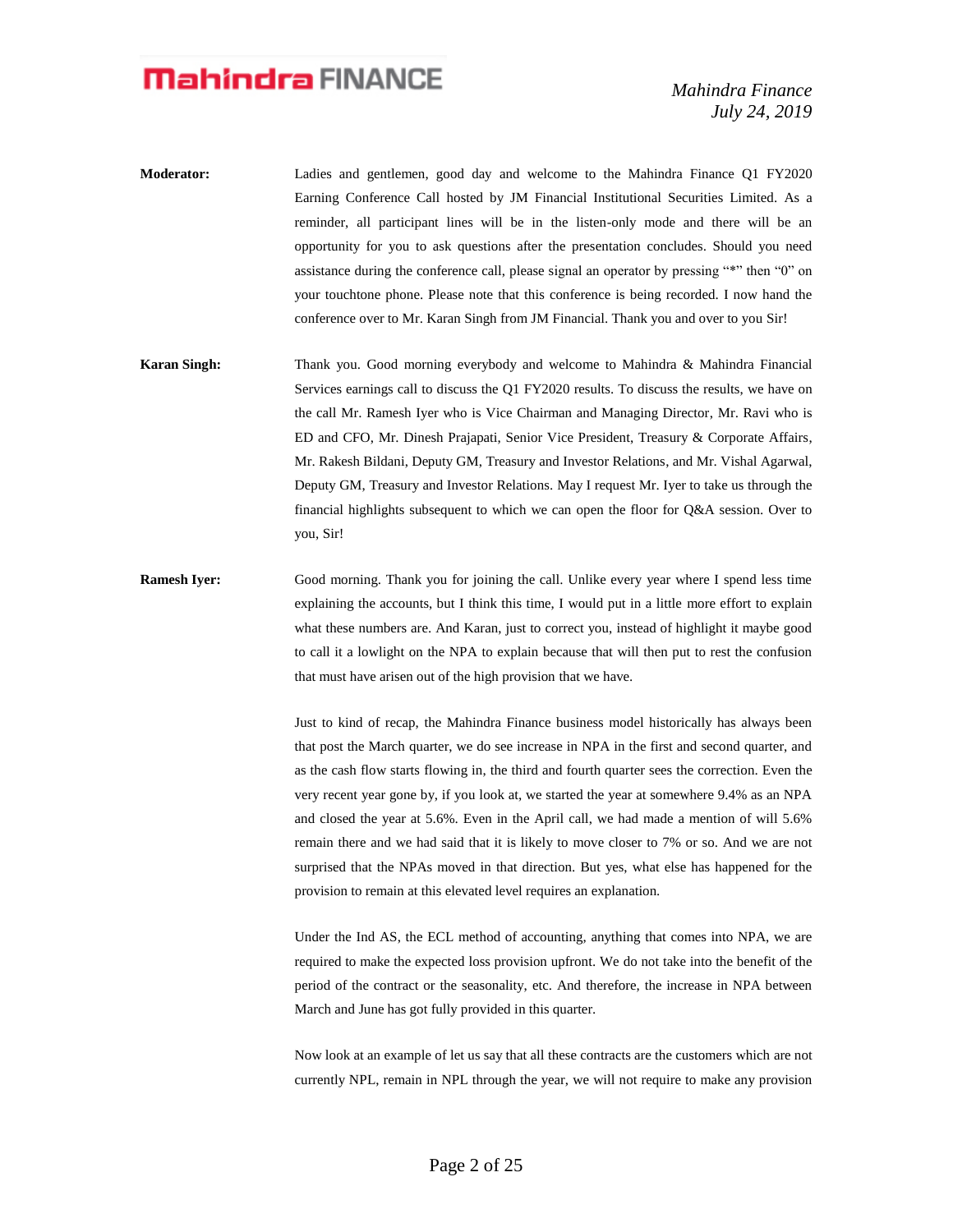**Moderator:** Ladies and gentlemen, good day and welcome to the Mahindra Finance Q1 FY2020 Earning Conference Call hosted by JM Financial Institutional Securities Limited. As a reminder, all participant lines will be in the listen-only mode and there will be an opportunity for you to ask questions after the presentation concludes. Should you need assistance during the conference call, please signal an operator by pressing "*" then "0" on your touchtone phone. Please note that this conference is being recorded. I now hand the conference over to Mr. Karan Singh from JM Financial. Thank you and over to you Sir!

**Karan Singh:** Thank you. Good morning everybody and welcome to Mahindra & Mahindra Financial Services earnings call to discuss the Q1 FY2020 results. To discuss the results, we have on the call Mr. Ramesh Iyer who is Vice Chairman and Managing Director, Mr. Ravi who is ED and CFO, Mr. Dinesh Prajapati, Senior Vice President, Treasury & Corporate Affairs, Mr. Rakesh Bildani, Deputy GM, Treasury and Investor Relations, and Mr. Vishal Agarwal, Deputy GM, Treasury and Investor Relations. May I request Mr. Iyer to take us through the financial highlights subsequent to which we can open the floor for Q&A session. Over to you, Sir!

**Ramesh Iyer:** Good morning. Thank you for joining the call. Unlike every year where I spend less time explaining the accounts, but I think this time, I would put in a little more effort to explain what these numbers are. And Karan, just to correct you, instead of highlight it maybe good to call it a lowlight on the NPA to explain because that will then put to rest the confusion that must have arisen out of the high provision that we have.

Just to kind of recap, the Mahindra Finance business model historically has always been that post the March quarter, we do see increase in NPA in the first and second quarter, and as the cash flow starts flowing in, the third and fourth quarter sees the correction. Even the very recent year gone by, if you look at, we started the year at somewhere 9.4% as an NPA and closed the year at 5.6%. Even in the April call, we had made a mention of will 5.6% remain there and we had said that it is likely to move closer to 7% or so. And we are not surprised that the NPAs moved in that direction. But yes, what else has happened for the provision to remain at this elevated level requires an explanation.

Under the Ind AS, the ECL method of accounting, anything that comes into NPA, we are required to make the expected loss provision upfront. We do not take into the benefit of the period of the contract or the seasonality, etc. And therefore, the increase in NPA between March and June has got fully provided in this quarter.

Now look at an example of let us say that all these contracts are the customers which are not currently NPL, remain in NPL through the year, we will not require to make any provision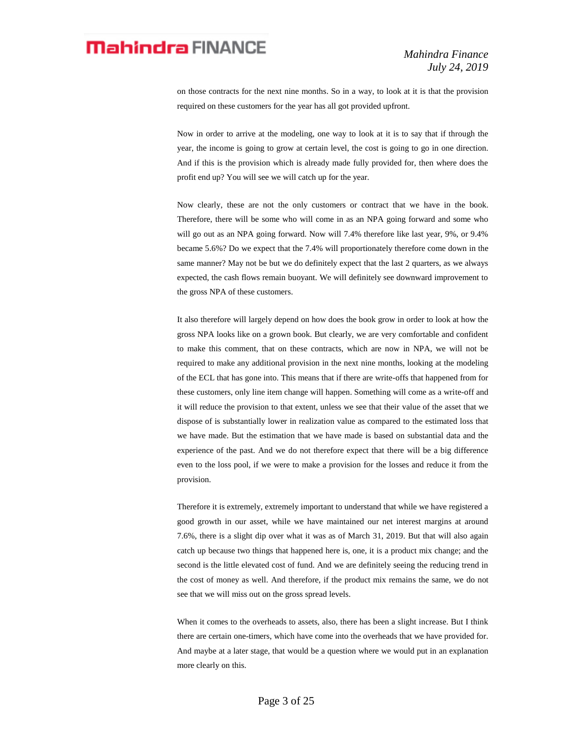on those contracts for the next nine months. So in a way, to look at it is that the provision required on these customers for the year has all got provided upfront.

Now in order to arrive at the modeling, one way to look at it is to say that if through the year, the income is going to grow at certain level, the cost is going to go in one direction. And if this is the provision which is already made fully provided for, then where does the profit end up? You will see we will catch up for the year.

Now clearly, these are not the only customers or contract that we have in the book. Therefore, there will be some who will come in as an NPA going forward and some who will go out as an NPA going forward. Now will 7.4% therefore like last year, 9%, or 9.4% became 5.6%? Do we expect that the 7.4% will proportionately therefore come down in the same manner? May not be but we do definitely expect that the last 2 quarters, as we always expected, the cash flows remain buoyant. We will definitely see downward improvement to the gross NPA of these customers.

It also therefore will largely depend on how does the book grow in order to look at how the gross NPA looks like on a grown book. But clearly, we are very comfortable and confident to make this comment, that on these contracts, which are now in NPA, we will not be required to make any additional provision in the next nine months, looking at the modeling of the ECL that has gone into. This means that if there are write-offs that happened from for these customers, only line item change will happen. Something will come as a write-off and it will reduce the provision to that extent, unless we see that their value of the asset that we dispose of is substantially lower in realization value as compared to the estimated loss that we have made. But the estimation that we have made is based on substantial data and the experience of the past. And we do not therefore expect that there will be a big difference even to the loss pool, if we were to make a provision for the losses and reduce it from the provision.

Therefore it is extremely, extremely important to understand that while we have registered a good growth in our asset, while we have maintained our net interest margins at around 7.6%, there is a slight dip over what it was as of March 31, 2019. But that will also again catch up because two things that happened here is, one, it is a product mix change; and the second is the little elevated cost of fund. And we are definitely seeing the reducing trend in the cost of money as well. And therefore, if the product mix remains the same, we do not see that we will miss out on the gross spread levels.

When it comes to the overheads to assets, also, there has been a slight increase. But I think there are certain one-timers, which have come into the overheads that we have provided for. And maybe at a later stage, that would be a question where we would put in an explanation more clearly on this.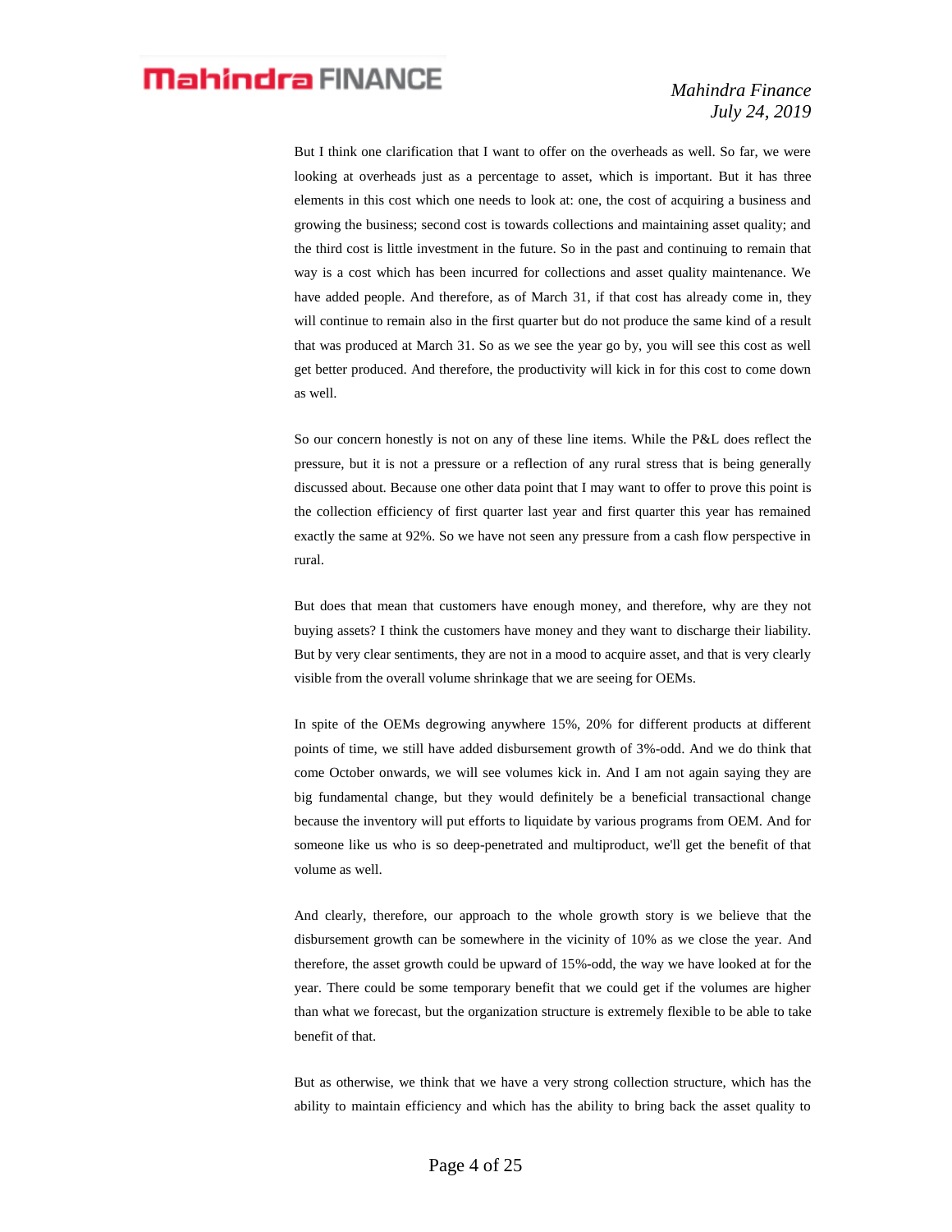But I think one clarification that I want to offer on the overheads as well. So far, we were looking at overheads just as a percentage to asset, which is important. But it has three elements in this cost which one needs to look at: one, the cost of acquiring a business and growing the business; second cost is towards collections and maintaining asset quality; and the third cost is little investment in the future. So in the past and continuing to remain that way is a cost which has been incurred for collections and asset quality maintenance. We have added people. And therefore, as of March 31, if that cost has already come in, they will continue to remain also in the first quarter but do not produce the same kind of a result that was produced at March 31. So as we see the year go by, you will see this cost as well get better produced. And therefore, the productivity will kick in for this cost to come down as well.

So our concern honestly is not on any of these line items. While the P&L does reflect the pressure, but it is not a pressure or a reflection of any rural stress that is being generally discussed about. Because one other data point that I may want to offer to prove this point is the collection efficiency of first quarter last year and first quarter this year has remained exactly the same at 92%. So we have not seen any pressure from a cash flow perspective in rural.

But does that mean that customers have enough money, and therefore, why are they not buying assets? I think the customers have money and they want to discharge their liability. But by very clear sentiments, they are not in a mood to acquire asset, and that is very clearly visible from the overall volume shrinkage that we are seeing for OEMs.

In spite of the OEMs degrowing anywhere 15%, 20% for different products at different points of time, we still have added disbursement growth of 3%-odd. And we do think that come October onwards, we will see volumes kick in. And I am not again saying they are big fundamental change, but they would definitely be a beneficial transactional change because the inventory will put efforts to liquidate by various programs from OEM. And for someone like us who is so deep-penetrated and multiproduct, we'll get the benefit of that volume as well.

And clearly, therefore, our approach to the whole growth story is we believe that the disbursement growth can be somewhere in the vicinity of 10% as we close the year. And therefore, the asset growth could be upward of 15%-odd, the way we have looked at for the year. There could be some temporary benefit that we could get if the volumes are higher than what we forecast, but the organization structure is extremely flexible to be able to take benefit of that.

But as otherwise, we think that we have a very strong collection structure, which has the ability to maintain efficiency and which has the ability to bring back the asset quality to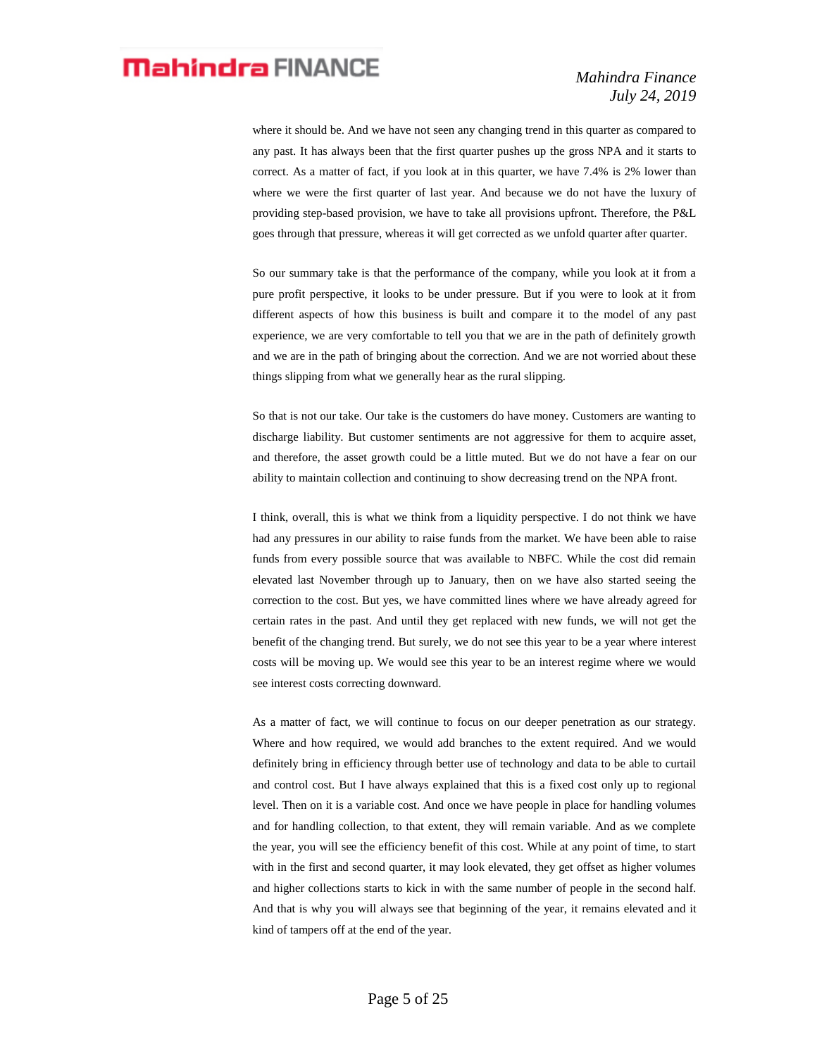where it should be. And we have not seen any changing trend in this quarter as compared to any past. It has always been that the first quarter pushes up the gross NPA and it starts to correct. As a matter of fact, if you look at in this quarter, we have 7.4% is 2% lower than where we were the first quarter of last year. And because we do not have the luxury of providing step-based provision, we have to take all provisions upfront. Therefore, the P&L goes through that pressure, whereas it will get corrected as we unfold quarter after quarter.

So our summary take is that the performance of the company, while you look at it from a pure profit perspective, it looks to be under pressure. But if you were to look at it from different aspects of how this business is built and compare it to the model of any past experience, we are very comfortable to tell you that we are in the path of definitely growth and we are in the path of bringing about the correction. And we are not worried about these things slipping from what we generally hear as the rural slipping.

So that is not our take. Our take is the customers do have money. Customers are wanting to discharge liability. But customer sentiments are not aggressive for them to acquire asset, and therefore, the asset growth could be a little muted. But we do not have a fear on our ability to maintain collection and continuing to show decreasing trend on the NPA front.

I think, overall, this is what we think from a liquidity perspective. I do not think we have had any pressures in our ability to raise funds from the market. We have been able to raise funds from every possible source that was available to NBFC. While the cost did remain elevated last November through up to January, then on we have also started seeing the correction to the cost. But yes, we have committed lines where we have already agreed for certain rates in the past. And until they get replaced with new funds, we will not get the benefit of the changing trend. But surely, we do not see this year to be a year where interest costs will be moving up. We would see this year to be an interest regime where we would see interest costs correcting downward.

As a matter of fact, we will continue to focus on our deeper penetration as our strategy. Where and how required, we would add branches to the extent required. And we would definitely bring in efficiency through better use of technology and data to be able to curtail and control cost. But I have always explained that this is a fixed cost only up to regional level. Then on it is a variable cost. And once we have people in place for handling volumes and for handling collection, to that extent, they will remain variable. And as we complete the year, you will see the efficiency benefit of this cost. While at any point of time, to start with in the first and second quarter, it may look elevated, they get offset as higher volumes and higher collections starts to kick in with the same number of people in the second half. And that is why you will always see that beginning of the year, it remains elevated and it kind of tampers off at the end of the year.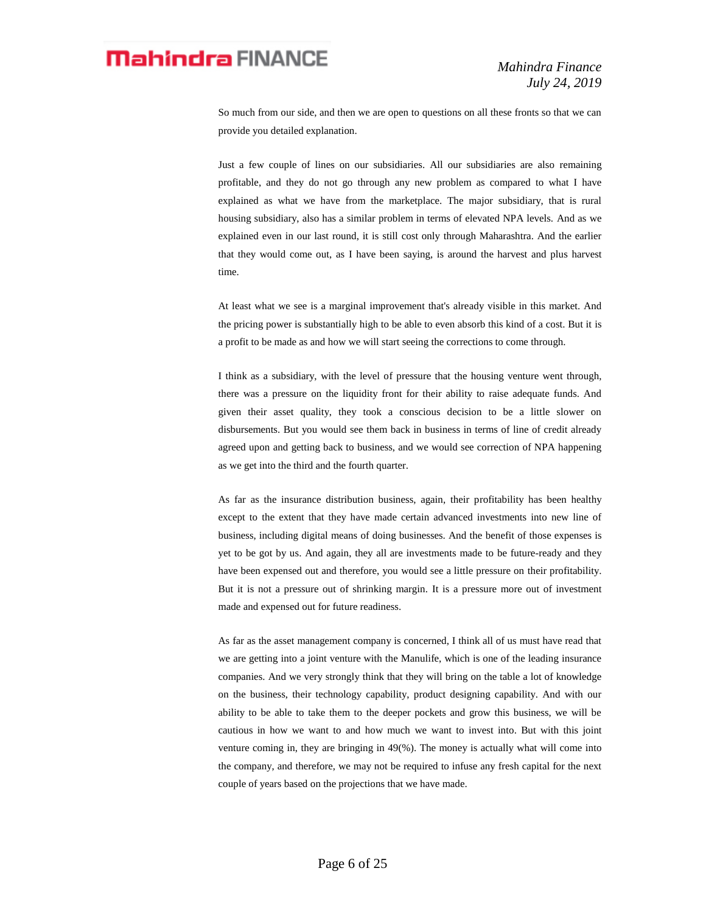So much from our side, and then we are open to questions on all these fronts so that we can provide you detailed explanation.

Just a few couple of lines on our subsidiaries. All our subsidiaries are also remaining profitable, and they do not go through any new problem as compared to what I have explained as what we have from the marketplace. The major subsidiary, that is rural housing subsidiary, also has a similar problem in terms of elevated NPA levels. And as we explained even in our last round, it is still cost only through Maharashtra. And the earlier that they would come out, as I have been saying, is around the harvest and plus harvest time.

At least what we see is a marginal improvement that's already visible in this market. And the pricing power is substantially high to be able to even absorb this kind of a cost. But it is a profit to be made as and how we will start seeing the corrections to come through.

I think as a subsidiary, with the level of pressure that the housing venture went through, there was a pressure on the liquidity front for their ability to raise adequate funds. And given their asset quality, they took a conscious decision to be a little slower on disbursements. But you would see them back in business in terms of line of credit already agreed upon and getting back to business, and we would see correction of NPA happening as we get into the third and the fourth quarter.

As far as the insurance distribution business, again, their profitability has been healthy except to the extent that they have made certain advanced investments into new line of business, including digital means of doing businesses. And the benefit of those expenses is yet to be got by us. And again, they all are investments made to be future-ready and they have been expensed out and therefore, you would see a little pressure on their profitability. But it is not a pressure out of shrinking margin. It is a pressure more out of investment made and expensed out for future readiness.

As far as the asset management company is concerned, I think all of us must have read that we are getting into a joint venture with the Manulife, which is one of the leading insurance companies. And we very strongly think that they will bring on the table a lot of knowledge on the business, their technology capability, product designing capability. And with our ability to be able to take them to the deeper pockets and grow this business, we will be cautious in how we want to and how much we want to invest into. But with this joint venture coming in, they are bringing in 49(%). The money is actually what will come into the company, and therefore, we may not be required to infuse any fresh capital for the next couple of years based on the projections that we have made.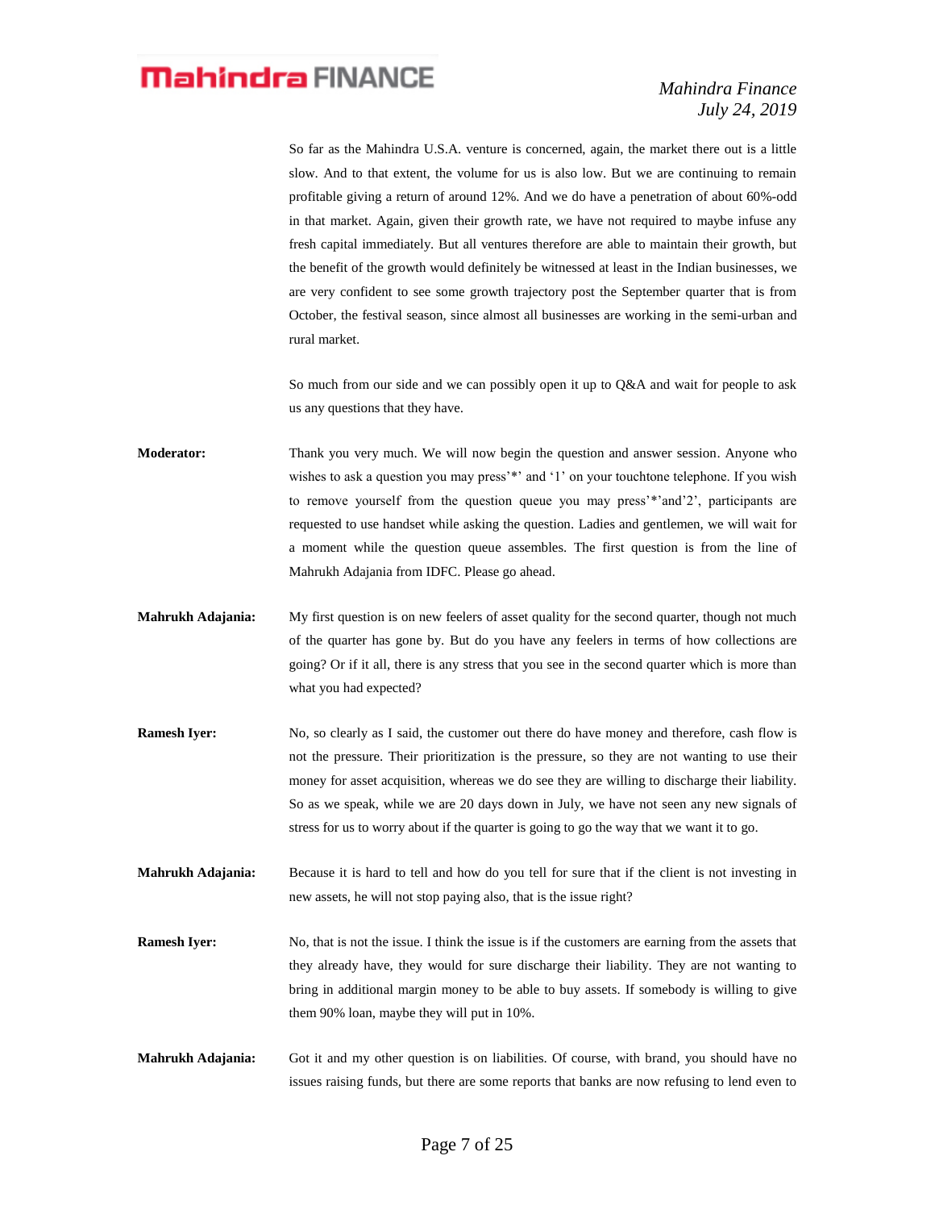So far as the Mahindra U.S.A. venture is concerned, again, the market there out is a little slow. And to that extent, the volume for us is also low. But we are continuing to remain profitable giving a return of around 12%. And we do have a penetration of about 60%-odd in that market. Again, given their growth rate, we have not required to maybe infuse any fresh capital immediately. But all ventures therefore are able to maintain their growth, but the benefit of the growth would definitely be witnessed at least in the Indian businesses, we are very confident to see some growth trajectory post the September quarter that is from October, the festival season, since almost all businesses are working in the semi-urban and rural market.

So much from our side and we can possibly open it up to Q&A and wait for people to ask us any questions that they have.

**Moderator:** Thank you very much. We will now begin the question and answer session. Anyone who wishes to ask a question you may press'*' and '1' on your touchtone telephone. If you wish to remove yourself from the question queue you may press'*'and'2', participants are requested to use handset while asking the question. Ladies and gentlemen, we will wait for a moment while the question queue assembles. The first question is from the line of Mahrukh Adajania from IDFC. Please go ahead.

**Mahrukh Adajania:** My first question is on new feelers of asset quality for the second quarter, though not much of the quarter has gone by. But do you have any feelers in terms of how collections are going? Or if it all, there is any stress that you see in the second quarter which is more than what you had expected?

**Ramesh Iyer:** No, so clearly as I said, the customer out there do have money and therefore, cash flow is not the pressure. Their prioritization is the pressure, so they are not wanting to use their money for asset acquisition, whereas we do see they are willing to discharge their liability. So as we speak, while we are 20 days down in July, we have not seen any new signals of stress for us to worry about if the quarter is going to go the way that we want it to go.

**Mahrukh Adajania:** Because it is hard to tell and how do you tell for sure that if the client is not investing in new assets, he will not stop paying also, that is the issue right?

**Ramesh Iyer:** No, that is not the issue. I think the issue is if the customers are earning from the assets that they already have, they would for sure discharge their liability. They are not wanting to bring in additional margin money to be able to buy assets. If somebody is willing to give them 90% loan, maybe they will put in 10%.

**Mahrukh Adajania:** Got it and my other question is on liabilities. Of course, with brand, you should have no issues raising funds, but there are some reports that banks are now refusing to lend even to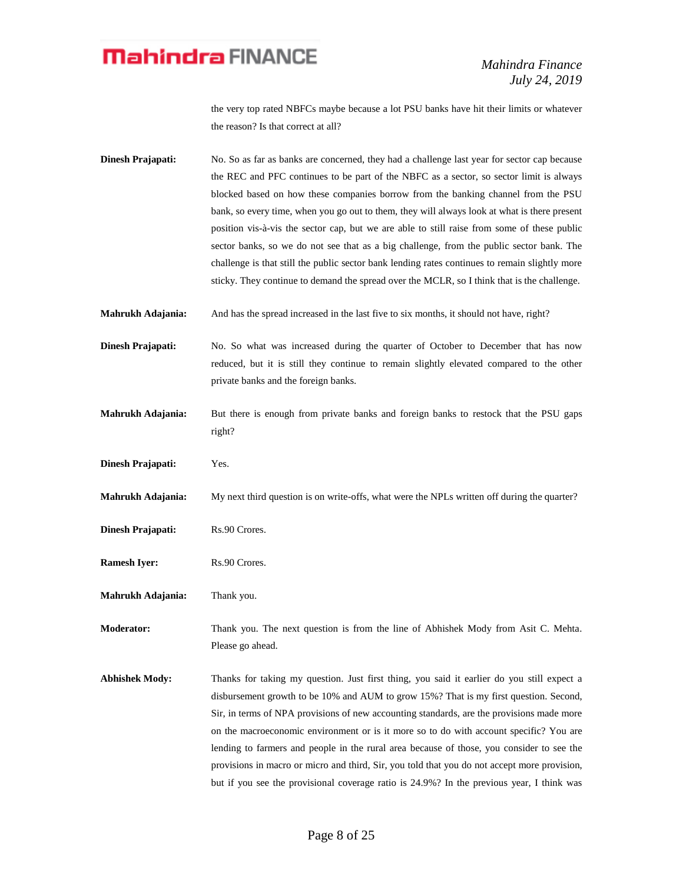the very top rated NBFCs maybe because a lot PSU banks have hit their limits or whatever the reason? Is that correct at all?

**Dinesh Prajapati:** No. So as far as banks are concerned, they had a challenge last year for sector cap because the REC and PFC continues to be part of the NBFC as a sector, so sector limit is always blocked based on how these companies borrow from the banking channel from the PSU bank, so every time, when you go out to them, they will always look at what is there present position vis-à-vis the sector cap, but we are able to still raise from some of these public sector banks, so we do not see that as a big challenge, from the public sector bank. The challenge is that still the public sector bank lending rates continues to remain slightly more sticky. They continue to demand the spread over the MCLR, so I think that is the challenge.

**Mahrukh Adajania:** And has the spread increased in the last five to six months, it should not have, right?

**Dinesh Prajapati:** No. So what was increased during the quarter of October to December that has now reduced, but it is still they continue to remain slightly elevated compared to the other private banks and the foreign banks.

**Mahrukh Adajania:** But there is enough from private banks and foreign banks to restock that the PSU gaps right?

**Dinesh Prajapati:** Yes.

**Mahrukh Adajania:** My next third question is on write-offs, what were the NPLs written off during the quarter?

**Dinesh Prajapati:** Rs.90 Crores.

**Ramesh Iyer:** Rs.90 Crores.

**Mahrukh Adajania:** Thank you.

**Moderator:** Thank you. The next question is from the line of Abhishek Mody from Asit C. Mehta. Please go ahead.

**Abhishek Mody:** Thanks for taking my question. Just first thing, you said it earlier do you still expect a disbursement growth to be 10% and AUM to grow 15%? That is my first question. Second, Sir, in terms of NPA provisions of new accounting standards, are the provisions made more on the macroeconomic environment or is it more so to do with account specific? You are lending to farmers and people in the rural area because of those, you consider to see the provisions in macro or micro and third, Sir, you told that you do not accept more provision, but if you see the provisional coverage ratio is 24.9%? In the previous year, I think was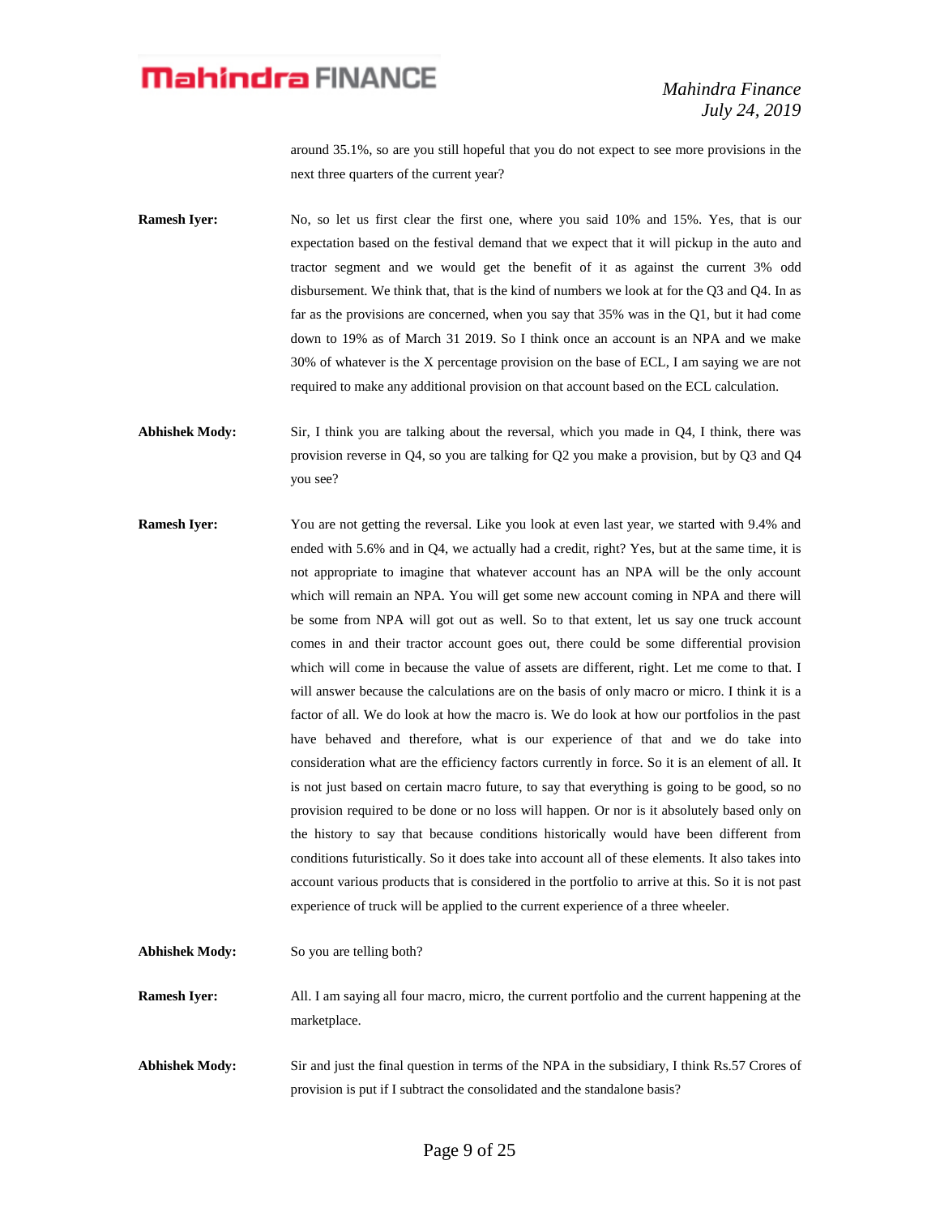around 35.1%, so are you still hopeful that you do not expect to see more provisions in the next three quarters of the current year?

**Ramesh Iyer:** No, so let us first clear the first one, where you said 10% and 15%. Yes, that is our expectation based on the festival demand that we expect that it will pickup in the auto and tractor segment and we would get the benefit of it as against the current 3% odd disbursement. We think that, that is the kind of numbers we look at for the Q3 and Q4. In as far as the provisions are concerned, when you say that 35% was in the Q1, but it had come down to 19% as of March 31 2019. So I think once an account is an NPA and we make 30% of whatever is the X percentage provision on the base of ECL, I am saying we are not required to make any additional provision on that account based on the ECL calculation.

**Abhishek Mody:** Sir, I think you are talking about the reversal, which you made in Q4, I think, there was provision reverse in Q4, so you are talking for Q2 you make a provision, but by Q3 and Q4 you see?

**Ramesh Iyer:** You are not getting the reversal. Like you look at even last year, we started with 9.4% and ended with 5.6% and in Q4, we actually had a credit, right? Yes, but at the same time, it is not appropriate to imagine that whatever account has an NPA will be the only account which will remain an NPA. You will get some new account coming in NPA and there will be some from NPA will got out as well. So to that extent, let us say one truck account comes in and their tractor account goes out, there could be some differential provision which will come in because the value of assets are different, right. Let me come to that. I will answer because the calculations are on the basis of only macro or micro. I think it is a factor of all. We do look at how the macro is. We do look at how our portfolios in the past have behaved and therefore, what is our experience of that and we do take into consideration what are the efficiency factors currently in force. So it is an element of all. It is not just based on certain macro future, to say that everything is going to be good, so no provision required to be done or no loss will happen. Or nor is it absolutely based only on the history to say that because conditions historically would have been different from conditions futuristically. So it does take into account all of these elements. It also takes into account various products that is considered in the portfolio to arrive at this. So it is not past experience of truck will be applied to the current experience of a three wheeler.

**Abhishek Mody:** So you are telling both?

**Ramesh Iyer:** All. I am saying all four macro, micro, the current portfolio and the current happening at the marketplace.

**Abhishek Mody:** Sir and just the final question in terms of the NPA in the subsidiary, I think Rs.57 Crores of provision is put if I subtract the consolidated and the standalone basis?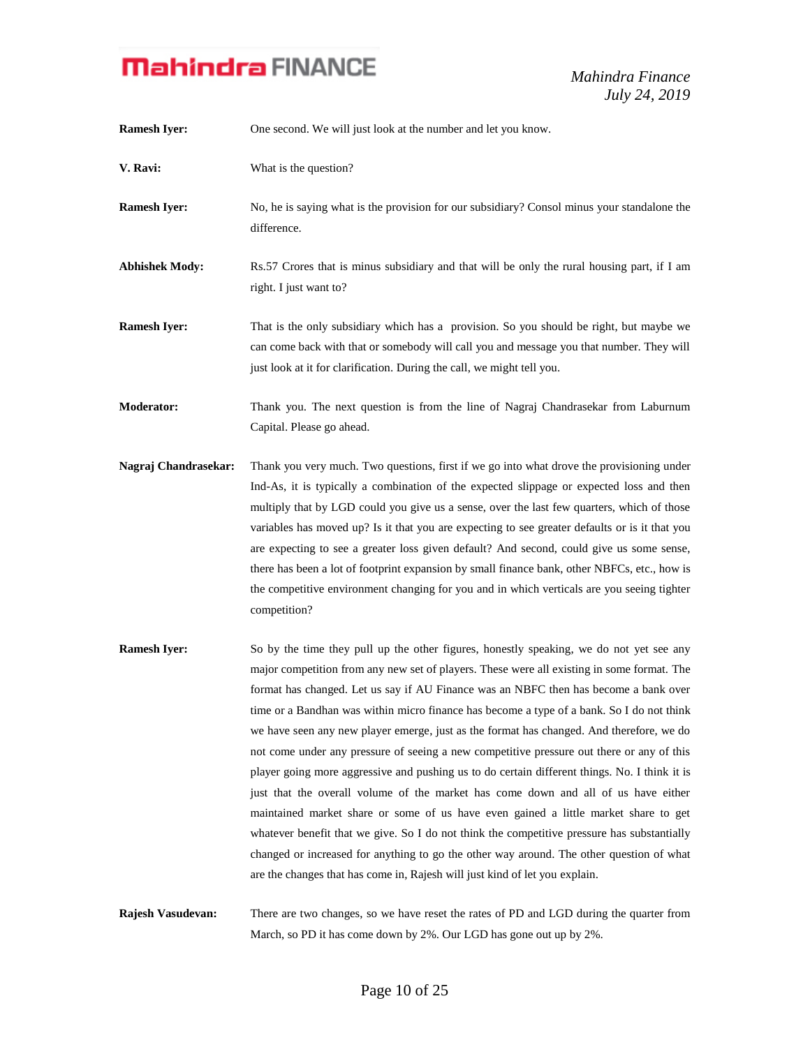**Ramesh Iyer:** One second. We will just look at the number and let you know.

**V. Ravi:** What is the question?

**Ramesh Iyer:** No, he is saying what is the provision for our subsidiary? Consol minus your standalone the difference.

**Abhishek Mody:** Rs.57 Crores that is minus subsidiary and that will be only the rural housing part, if I am right. I just want to?

**Ramesh Iyer:** That is the only subsidiary which has a provision. So you should be right, but maybe we can come back with that or somebody will call you and message you that number. They will just look at it for clarification. During the call, we might tell you.

**Moderator:** Thank you. The next question is from the line of Nagraj Chandrasekar from Laburnum Capital. Please go ahead.

**Nagraj Chandrasekar:** Thank you very much. Two questions, first if we go into what drove the provisioning under Ind-As, it is typically a combination of the expected slippage or expected loss and then multiply that by LGD could you give us a sense, over the last few quarters, which of those variables has moved up? Is it that you are expecting to see greater defaults or is it that you are expecting to see a greater loss given default? And second, could give us some sense, there has been a lot of footprint expansion by small finance bank, other NBFCs, etc., how is the competitive environment changing for you and in which verticals are you seeing tighter competition?

**Ramesh Iyer:** So by the time they pull up the other figures, honestly speaking, we do not yet see any major competition from any new set of players. These were all existing in some format. The format has changed. Let us say if AU Finance was an NBFC then has become a bank over time or a Bandhan was within micro finance has become a type of a bank. So I do not think we have seen any new player emerge, just as the format has changed. And therefore, we do not come under any pressure of seeing a new competitive pressure out there or any of this player going more aggressive and pushing us to do certain different things. No. I think it is just that the overall volume of the market has come down and all of us have either maintained market share or some of us have even gained a little market share to get whatever benefit that we give. So I do not think the competitive pressure has substantially changed or increased for anything to go the other way around. The other question of what are the changes that has come in, Rajesh will just kind of let you explain.

**Rajesh Vasudevan:** There are two changes, so we have reset the rates of PD and LGD during the quarter from March, so PD it has come down by 2%. Our LGD has gone out up by 2%.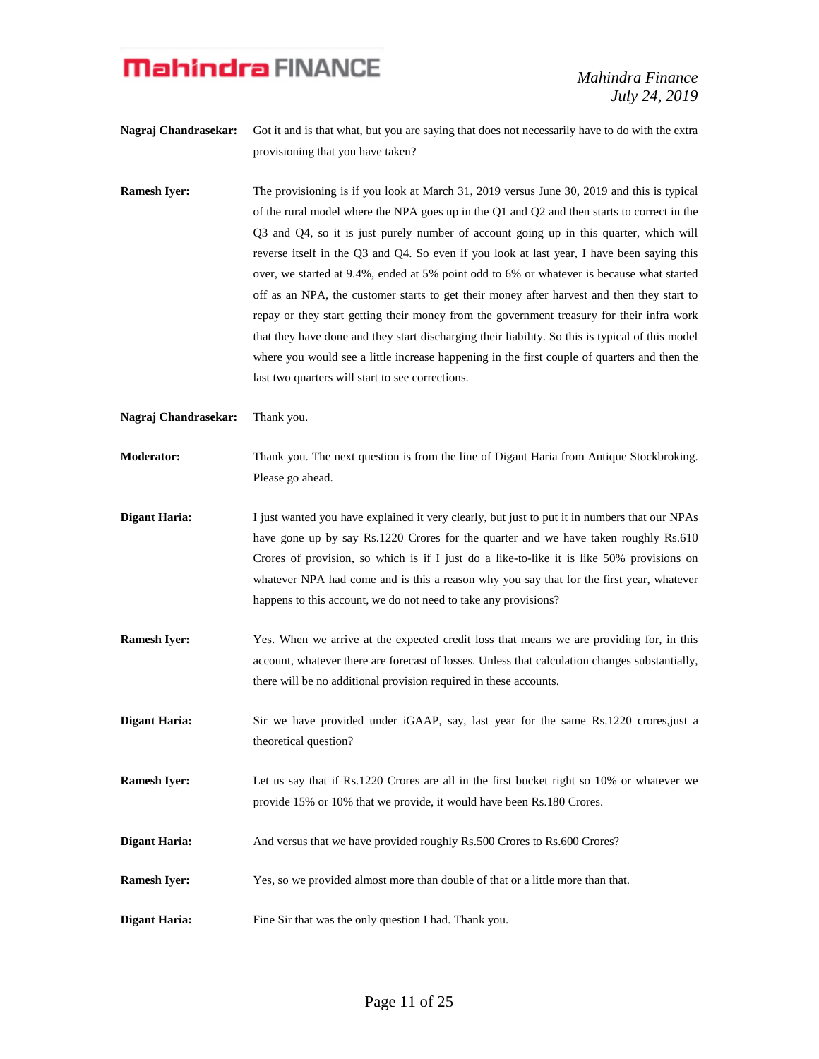**Nagraj Chandrasekar:** Got it and is that what, but you are saying that does not necessarily have to do with the extra provisioning that you have taken?

**Ramesh Iyer:** The provisioning is if you look at March 31, 2019 versus June 30, 2019 and this is typical of the rural model where the NPA goes up in the Q1 and Q2 and then starts to correct in the Q3 and Q4, so it is just purely number of account going up in this quarter, which will reverse itself in the Q3 and Q4. So even if you look at last year, I have been saying this over, we started at 9.4%, ended at 5% point odd to 6% or whatever is because what started off as an NPA, the customer starts to get their money after harvest and then they start to repay or they start getting their money from the government treasury for their infra work that they have done and they start discharging their liability. So this is typical of this model where you would see a little increase happening in the first couple of quarters and then the last two quarters will start to see corrections.

**Nagraj Chandrasekar:** Thank you.

**Moderator:** Thank you. The next question is from the line of Digant Haria from Antique Stockbroking. Please go ahead.

**Digant Haria:** I just wanted you have explained it very clearly, but just to put it in numbers that our NPAs have gone up by say Rs.1220 Crores for the quarter and we have taken roughly Rs.610 Crores of provision, so which is if I just do a like-to-like it is like 50% provisions on whatever NPA had come and is this a reason why you say that for the first year, whatever happens to this account, we do not need to take any provisions?

**Ramesh Iyer:** Yes. When we arrive at the expected credit loss that means we are providing for, in this account, whatever there are forecast of losses. Unless that calculation changes substantially, there will be no additional provision required in these accounts.

**Digant Haria:** Sir we have provided under iGAAP, say, last year for the same Rs.1220 crores,just a theoretical question?

**Ramesh Iyer:** Let us say that if Rs.1220 Crores are all in the first bucket right so 10% or whatever we provide 15% or 10% that we provide, it would have been Rs.180 Crores.

**Digant Haria:** And versus that we have provided roughly Rs.500 Crores to Rs.600 Crores?

**Ramesh Iyer:** Yes, so we provided almost more than double of that or a little more than that.

**Digant Haria:** Fine Sir that was the only question I had. Thank you.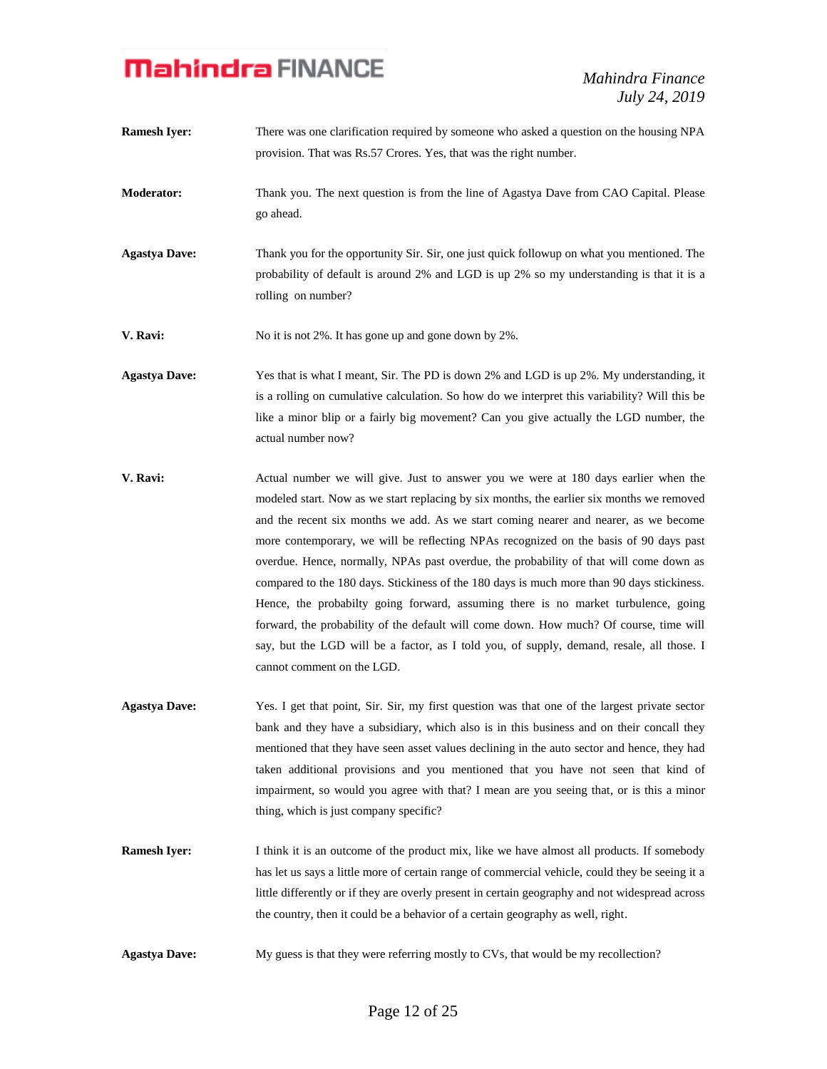**Ramesh Iyer:** There was one clarification required by someone who asked a question on the housing NPA provision. That was Rs.57 Crores. Yes, that was the right number.

**Moderator:** Thank you. The next question is from the line of Agastya Dave from CAO Capital. Please go ahead.

**Agastya Dave:** Thank you for the opportunity Sir. Sir, one just quick followup on what you mentioned. The probability of default is around 2% and LGD is up 2% so my understanding is that it is a rolling on number?

**V. Ravi:** No it is not 2%. It has gone up and gone down by 2%.

**Agastya Dave:** Yes that is what I meant, Sir. The PD is down 2% and LGD is up 2%. My understanding, it is a rolling on cumulative calculation. So how do we interpret this variability? Will this be like a minor blip or a fairly big movement? Can you give actually the LGD number, the actual number now?

**V. Ravi:** Actual number we will give. Just to answer you we were at 180 days earlier when the modeled start. Now as we start replacing by six months, the earlier six months we removed and the recent six months we add. As we start coming nearer and nearer, as we become more contemporary, we will be reflecting NPAs recognized on the basis of 90 days past overdue. Hence, normally, NPAs past overdue, the probability of that will come down as compared to the 180 days. Stickiness of the 180 days is much more than 90 days stickiness. Hence, the probabilty going forward, assuming there is no market turbulence, going forward, the probability of the default will come down. How much? Of course, time will say, but the LGD will be a factor, as I told you, of supply, demand, resale, all those. I cannot comment on the LGD.

**Agastya Dave:** Yes. I get that point, Sir. Sir, my first question was that one of the largest private sector bank and they have a subsidiary, which also is in this business and on their concall they mentioned that they have seen asset values declining in the auto sector and hence, they had taken additional provisions and you mentioned that you have not seen that kind of impairment, so would you agree with that? I mean are you seeing that, or is this a minor thing, which is just company specific?

**Ramesh Iyer:** I think it is an outcome of the product mix, like we have almost all products. If somebody has let us says a little more of certain range of commercial vehicle, could they be seeing it a little differently or if they are overly present in certain geography and not widespread across the country, then it could be a behavior of a certain geography as well, right.

**Agastya Dave:** My guess is that they were referring mostly to CVs, that would be my recollection?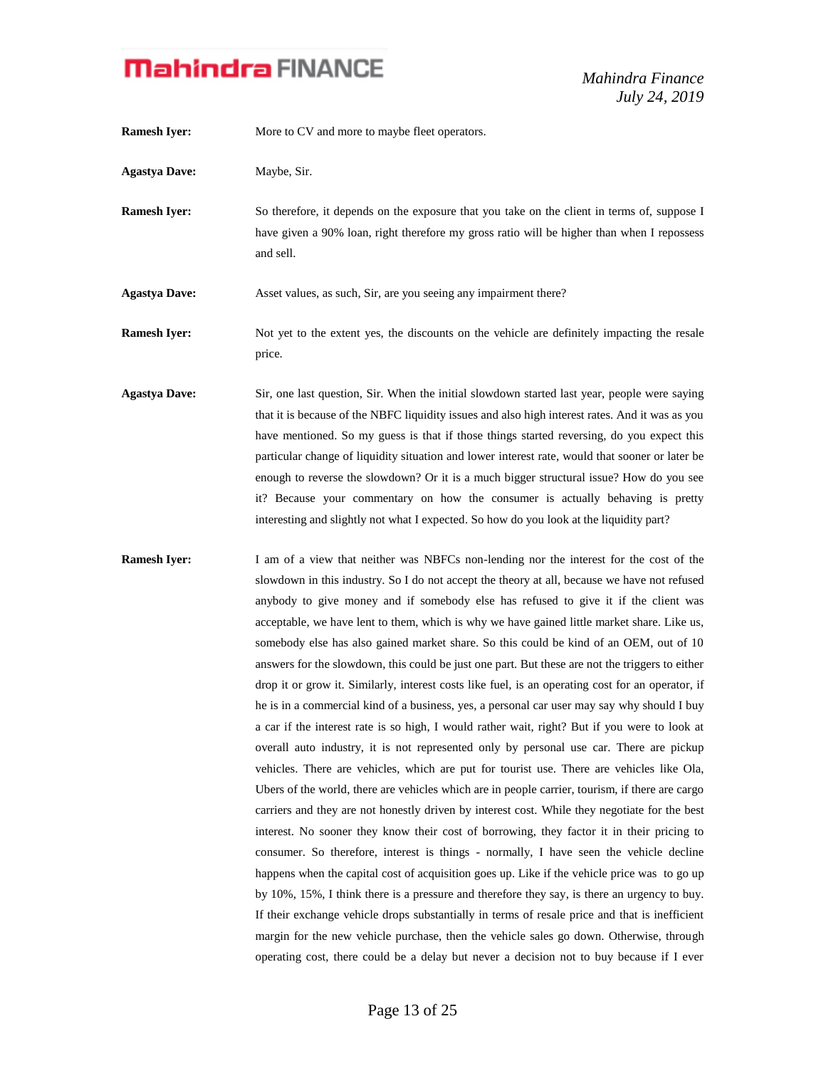**Ramesh Iyer:** More to CV and more to maybe fleet operators.

**Agastya Dave:** Maybe, Sir.

**Ramesh Iyer:** So therefore, it depends on the exposure that you take on the client in terms of, suppose I have given a 90% loan, right therefore my gross ratio will be higher than when I repossess and sell.

**Agastya Dave:** Asset values, as such, Sir, are you seeing any impairment there?

**Ramesh Iyer:** Not yet to the extent yes, the discounts on the vehicle are definitely impacting the resale price.

**Agastya Dave:** Sir, one last question, Sir. When the initial slowdown started last year, people were saying that it is because of the NBFC liquidity issues and also high interest rates. And it was as you have mentioned. So my guess is that if those things started reversing, do you expect this particular change of liquidity situation and lower interest rate, would that sooner or later be enough to reverse the slowdown? Or it is a much bigger structural issue? How do you see it? Because your commentary on how the consumer is actually behaving is pretty interesting and slightly not what I expected. So how do you look at the liquidity part?

**Ramesh Iyer:** I am of a view that neither was NBFCs non-lending nor the interest for the cost of the slowdown in this industry. So I do not accept the theory at all, because we have not refused anybody to give money and if somebody else has refused to give it if the client was acceptable, we have lent to them, which is why we have gained little market share. Like us, somebody else has also gained market share. So this could be kind of an OEM, out of 10 answers for the slowdown, this could be just one part. But these are not the triggers to either drop it or grow it. Similarly, interest costs like fuel, is an operating cost for an operator, if he is in a commercial kind of a business, yes, a personal car user may say why should I buy a car if the interest rate is so high, I would rather wait, right? But if you were to look at overall auto industry, it is not represented only by personal use car. There are pickup vehicles. There are vehicles, which are put for tourist use. There are vehicles like Ola, Ubers of the world, there are vehicles which are in people carrier, tourism, if there are cargo carriers and they are not honestly driven by interest cost. While they negotiate for the best interest. No sooner they know their cost of borrowing, they factor it in their pricing to consumer. So therefore, interest is things - normally, I have seen the vehicle decline happens when the capital cost of acquisition goes up. Like if the vehicle price was to go up by 10%, 15%, I think there is a pressure and therefore they say, is there an urgency to buy. If their exchange vehicle drops substantially in terms of resale price and that is inefficient margin for the new vehicle purchase, then the vehicle sales go down. Otherwise, through operating cost, there could be a delay but never a decision not to buy because if I ever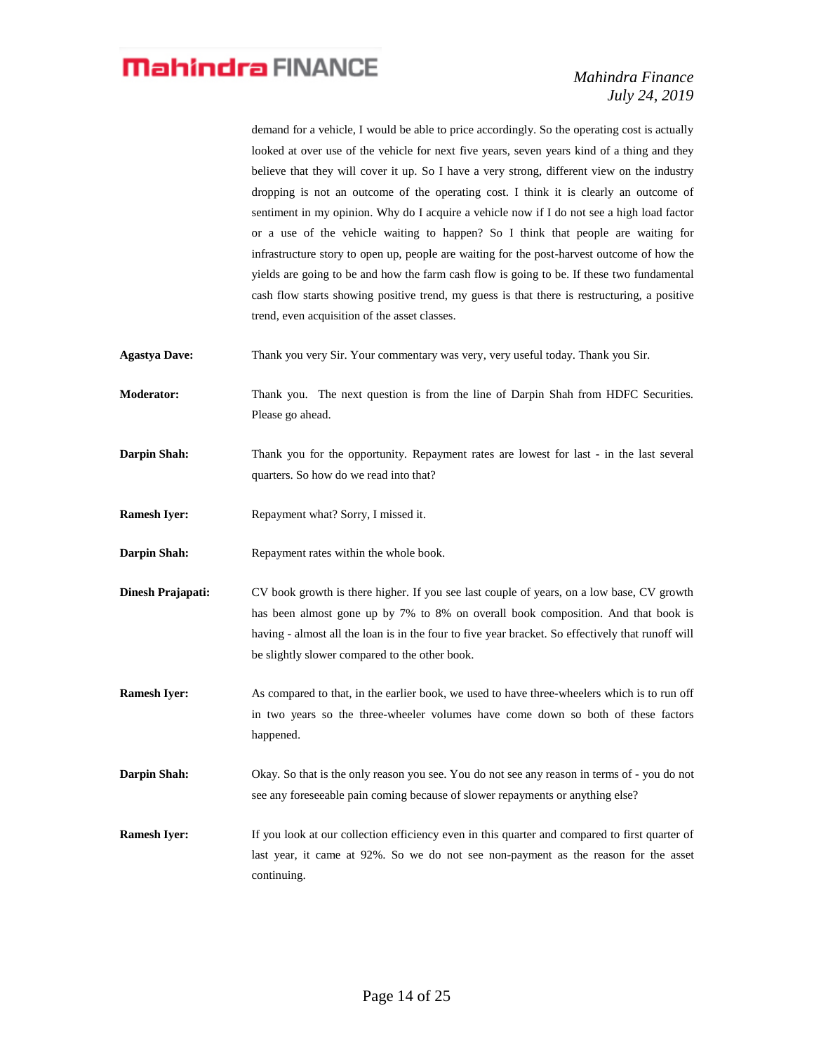demand for a vehicle, I would be able to price accordingly. So the operating cost is actually looked at over use of the vehicle for next five years, seven years kind of a thing and they believe that they will cover it up. So I have a very strong, different view on the industry dropping is not an outcome of the operating cost. I think it is clearly an outcome of sentiment in my opinion. Why do I acquire a vehicle now if I do not see a high load factor or a use of the vehicle waiting to happen? So I think that people are waiting for infrastructure story to open up, people are waiting for the post-harvest outcome of how the yields are going to be and how the farm cash flow is going to be. If these two fundamental cash flow starts showing positive trend, my guess is that there is restructuring, a positive trend, even acquisition of the asset classes.

**Agastya Dave:** Thank you very Sir. Your commentary was very, very useful today. Thank you Sir.

**Moderator:** Thank you. The next question is from the line of Darpin Shah from HDFC Securities. Please go ahead.

**Darpin Shah:** Thank you for the opportunity. Repayment rates are lowest for last - in the last several quarters. So how do we read into that?

**Ramesh Iyer:** Repayment what? Sorry, I missed it.

**Darpin Shah:** Repayment rates within the whole book.

**Dinesh Prajapati:** CV book growth is there higher. If you see last couple of years, on a low base, CV growth has been almost gone up by 7% to 8% on overall book composition. And that book is having - almost all the loan is in the four to five year bracket. So effectively that runoff will be slightly slower compared to the other book.

**Ramesh Iyer:** As compared to that, in the earlier book, we used to have three-wheelers which is to run off in two years so the three-wheeler volumes have come down so both of these factors happened.

**Darpin Shah:** Okay. So that is the only reason you see. You do not see any reason in terms of - you do not see any foreseeable pain coming because of slower repayments or anything else?

**Ramesh Iyer:** If you look at our collection efficiency even in this quarter and compared to first quarter of last year, it came at 92%. So we do not see non-payment as the reason for the asset continuing.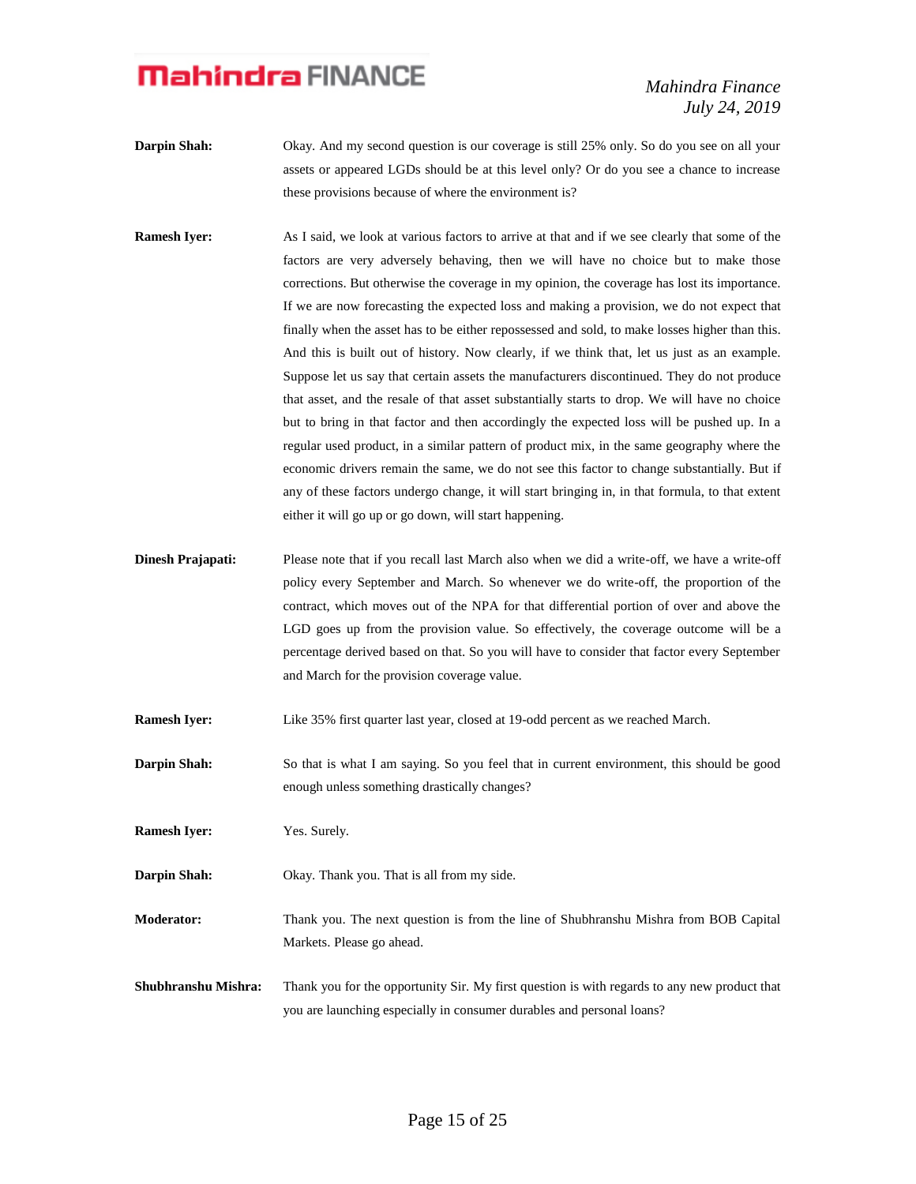**Darpin Shah:** Okay. And my second question is our coverage is still 25% only. So do you see on all your assets or appeared LGDs should be at this level only? Or do you see a chance to increase these provisions because of where the environment is?

**Ramesh Iyer:** As I said, we look at various factors to arrive at that and if we see clearly that some of the factors are very adversely behaving, then we will have no choice but to make those corrections. But otherwise the coverage in my opinion, the coverage has lost its importance. If we are now forecasting the expected loss and making a provision, we do not expect that finally when the asset has to be either repossessed and sold, to make losses higher than this. And this is built out of history. Now clearly, if we think that, let us just as an example. Suppose let us say that certain assets the manufacturers discontinued. They do not produce that asset, and the resale of that asset substantially starts to drop. We will have no choice but to bring in that factor and then accordingly the expected loss will be pushed up. In a regular used product, in a similar pattern of product mix, in the same geography where the economic drivers remain the same, we do not see this factor to change substantially. But if any of these factors undergo change, it will start bringing in, in that formula, to that extent either it will go up or go down, will start happening.

**Dinesh Prajapati:** Please note that if you recall last March also when we did a write-off, we have a write-off policy every September and March. So whenever we do write-off, the proportion of the contract, which moves out of the NPA for that differential portion of over and above the LGD goes up from the provision value. So effectively, the coverage outcome will be a percentage derived based on that. So you will have to consider that factor every September and March for the provision coverage value.

**Ramesh Iyer:** Like 35% first quarter last year, closed at 19-odd percent as we reached March.

**Darpin Shah:** So that is what I am saying. So you feel that in current environment, this should be good enough unless something drastically changes?

**Ramesh Iyer:** Yes. Surely.

**Darpin Shah:** Okay. Thank you. That is all from my side.

**Moderator:** Thank you. The next question is from the line of Shubhranshu Mishra from BOB Capital Markets. Please go ahead.

**Shubhranshu Mishra:** Thank you for the opportunity Sir. My first question is with regards to any new product that you are launching especially in consumer durables and personal loans?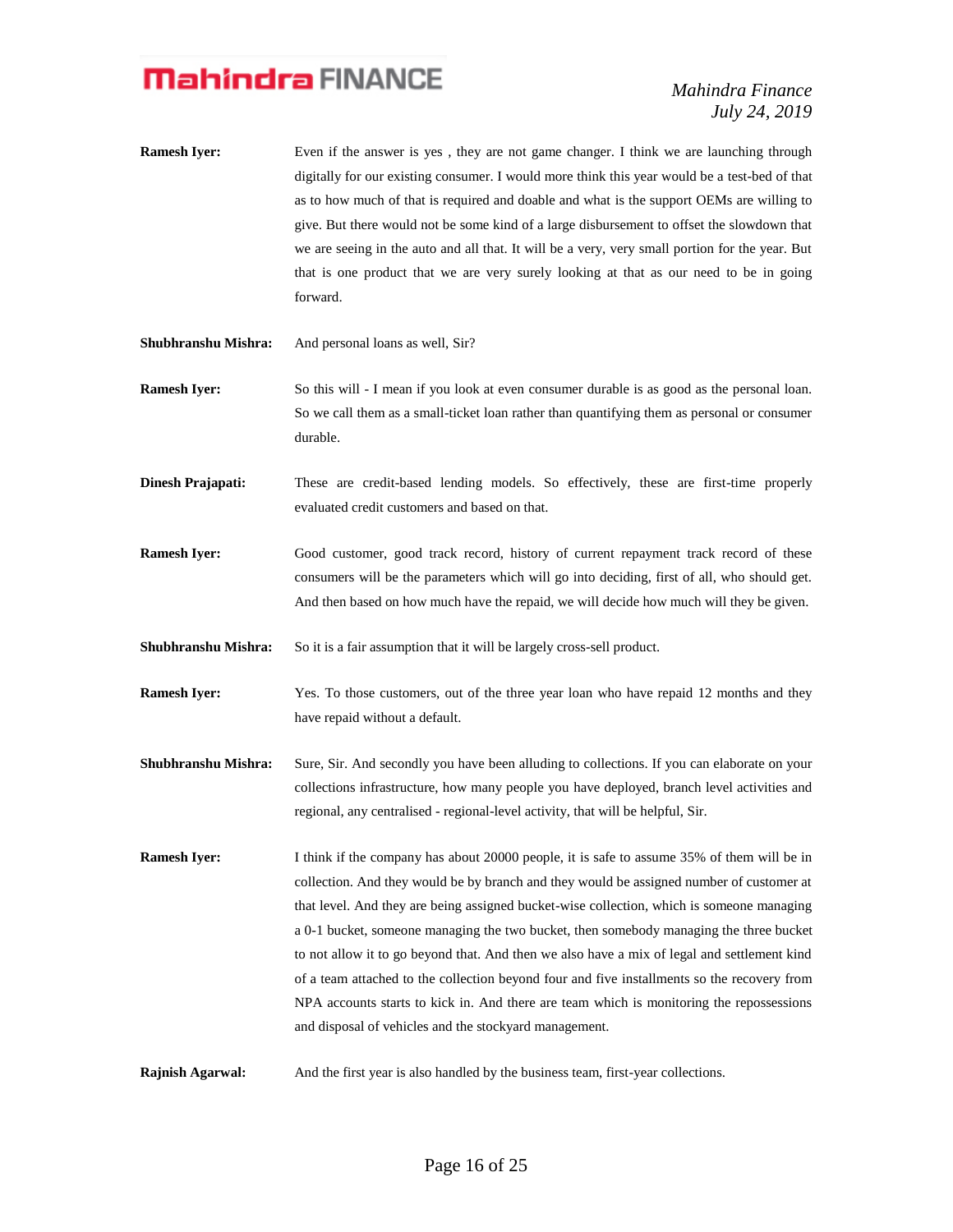**Ramesh Iyer:** Even if the answer is yes , they are not game changer. I think we are launching through digitally for our existing consumer. I would more think this year would be a test-bed of that as to how much of that is required and doable and what is the support OEMs are willing to give. But there would not be some kind of a large disbursement to offset the slowdown that we are seeing in the auto and all that. It will be a very, very small portion for the year. But that is one product that we are very surely looking at that as our need to be in going forward.

**Shubhranshu Mishra:** And personal loans as well, Sir?

**Ramesh Iyer:** So this will - I mean if you look at even consumer durable is as good as the personal loan. So we call them as a small-ticket loan rather than quantifying them as personal or consumer durable.

**Dinesh Prajapati:** These are credit-based lending models. So effectively, these are first-time properly evaluated credit customers and based on that.

**Ramesh Iyer:** Good customer, good track record, history of current repayment track record of these consumers will be the parameters which will go into deciding, first of all, who should get. And then based on how much have the repaid, we will decide how much will they be given.

**Shubhranshu Mishra:** So it is a fair assumption that it will be largely cross-sell product.

**Ramesh Iyer:** Yes. To those customers, out of the three year loan who have repaid 12 months and they have repaid without a default.

**Shubhranshu Mishra:** Sure, Sir. And secondly you have been alluding to collections. If you can elaborate on your collections infrastructure, how many people you have deployed, branch level activities and regional, any centralised - regional-level activity, that will be helpful, Sir.

**Ramesh Iyer:** I think if the company has about 20000 people, it is safe to assume 35% of them will be in collection. And they would be by branch and they would be assigned number of customer at that level. And they are being assigned bucket-wise collection, which is someone managing a 0-1 bucket, someone managing the two bucket, then somebody managing the three bucket to not allow it to go beyond that. And then we also have a mix of legal and settlement kind of a team attached to the collection beyond four and five installments so the recovery from NPA accounts starts to kick in. And there are team which is monitoring the repossessions and disposal of vehicles and the stockyard management.

**Rajnish Agarwal:** And the first year is also handled by the business team, first-year collections.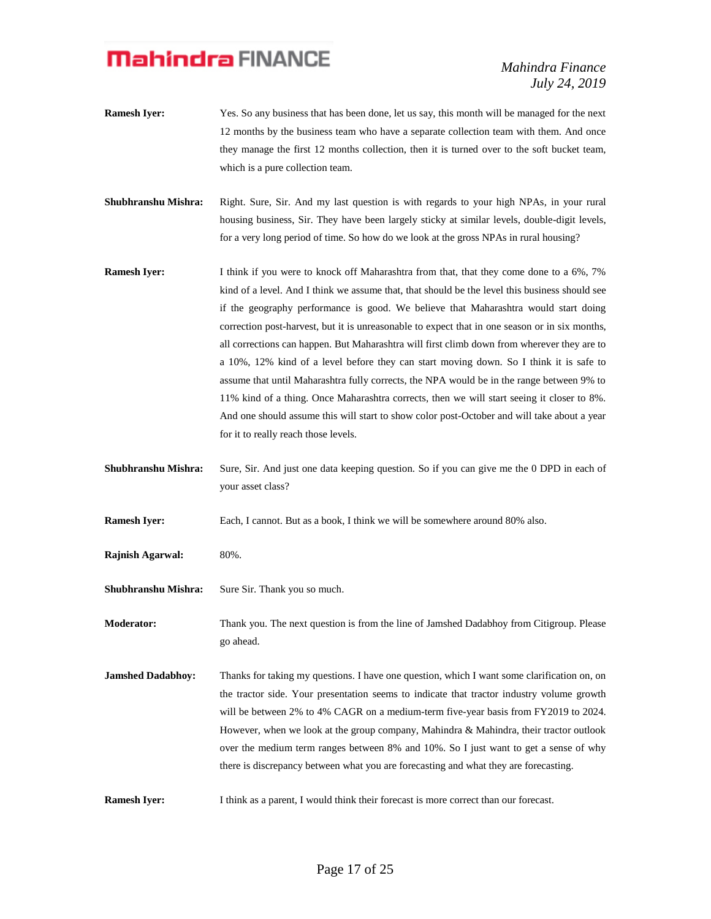**Ramesh Iyer:** Yes. So any business that has been done, let us say, this month will be managed for the next 12 months by the business team who have a separate collection team with them. And once they manage the first 12 months collection, then it is turned over to the soft bucket team, which is a pure collection team.

**Shubhranshu Mishra:** Right. Sure, Sir. And my last question is with regards to your high NPAs, in your rural housing business, Sir. They have been largely sticky at similar levels, double-digit levels, for a very long period of time. So how do we look at the gross NPAs in rural housing?

**Ramesh Iyer:** I think if you were to knock off Maharashtra from that, that they come done to a 6%, 7% kind of a level. And I think we assume that, that should be the level this business should see if the geography performance is good. We believe that Maharashtra would start doing correction post-harvest, but it is unreasonable to expect that in one season or in six months, all corrections can happen. But Maharashtra will first climb down from wherever they are to a 10%, 12% kind of a level before they can start moving down. So I think it is safe to assume that until Maharashtra fully corrects, the NPA would be in the range between 9% to 11% kind of a thing. Once Maharashtra corrects, then we will start seeing it closer to 8%. And one should assume this will start to show color post-October and will take about a year for it to really reach those levels.

**Shubhranshu Mishra:** Sure, Sir. And just one data keeping question. So if you can give me the 0 DPD in each of your asset class?

**Ramesh Iyer:** Each, I cannot. But as a book, I think we will be somewhere around 80% also.

**Rajnish Agarwal:** 80%.

**Shubhranshu Mishra:** Sure Sir. Thank you so much.

**Moderator:** Thank you. The next question is from the line of Jamshed Dadabhoy from Citigroup. Please go ahead.

**Jamshed Dadabhoy:** Thanks for taking my questions. I have one question, which I want some clarification on, on the tractor side. Your presentation seems to indicate that tractor industry volume growth will be between 2% to 4% CAGR on a medium-term five-year basis from FY2019 to 2024. However, when we look at the group company, Mahindra & Mahindra, their tractor outlook over the medium term ranges between 8% and 10%. So I just want to get a sense of why there is discrepancy between what you are forecasting and what they are forecasting.

**Ramesh Iyer:** I think as a parent, I would think their forecast is more correct than our forecast.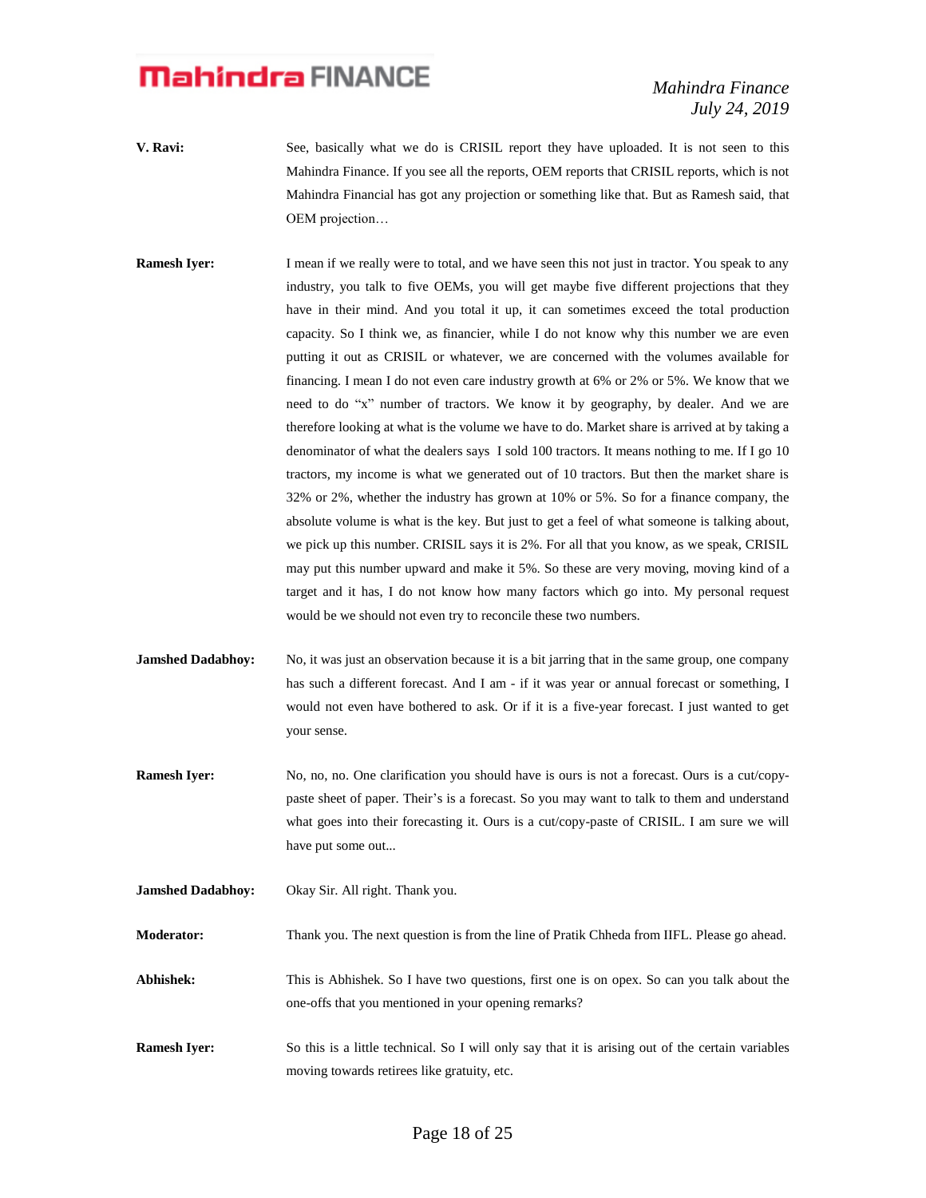**V. Ravi:** See, basically what we do is CRISIL report they have uploaded. It is not seen to this Mahindra Finance. If you see all the reports, OEM reports that CRISIL reports, which is not Mahindra Financial has got any projection or something like that. But as Ramesh said, that OEM projection…

**Ramesh Iyer:** I mean if we really were to total, and we have seen this not just in tractor. You speak to any industry, you talk to five OEMs, you will get maybe five different projections that they have in their mind. And you total it up, it can sometimes exceed the total production capacity. So I think we, as financier, while I do not know why this number we are even putting it out as CRISIL or whatever, we are concerned with the volumes available for financing. I mean I do not even care industry growth at 6% or 2% or 5%. We know that we need to do "x" number of tractors. We know it by geography, by dealer. And we are therefore looking at what is the volume we have to do. Market share is arrived at by taking a denominator of what the dealers says I sold 100 tractors. It means nothing to me. If I go 10 tractors, my income is what we generated out of 10 tractors. But then the market share is 32% or 2%, whether the industry has grown at 10% or 5%. So for a finance company, the absolute volume is what is the key. But just to get a feel of what someone is talking about, we pick up this number. CRISIL says it is 2%. For all that you know, as we speak, CRISIL may put this number upward and make it 5%. So these are very moving, moving kind of a target and it has, I do not know how many factors which go into. My personal request would be we should not even try to reconcile these two numbers.

**Jamshed Dadabhoy:** No, it was just an observation because it is a bit jarring that in the same group, one company has such a different forecast. And I am - if it was year or annual forecast or something, I would not even have bothered to ask. Or if it is a five-year forecast. I just wanted to get your sense.

**Ramesh Iyer:** No, no, no. One clarification you should have is ours is not a forecast. Ours is a cut/copy-paste sheet of paper. Their's is a forecast. So you may want to talk to them and understand what goes into their forecasting it. Ours is a cut/copy-paste of CRISIL. I am sure we will have put some out...

**Jamshed Dadabhoy:** Okay Sir. All right. Thank you.

**Moderator:** Thank you. The next question is from the line of Pratik Chheda from IIFL. Please go ahead.

**Abhishek:** This is Abhishek. So I have two questions, first one is on opex. So can you talk about the one-offs that you mentioned in your opening remarks?

**Ramesh Iyer:** So this is a little technical. So I will only say that it is arising out of the certain variables moving towards retirees like gratuity, etc.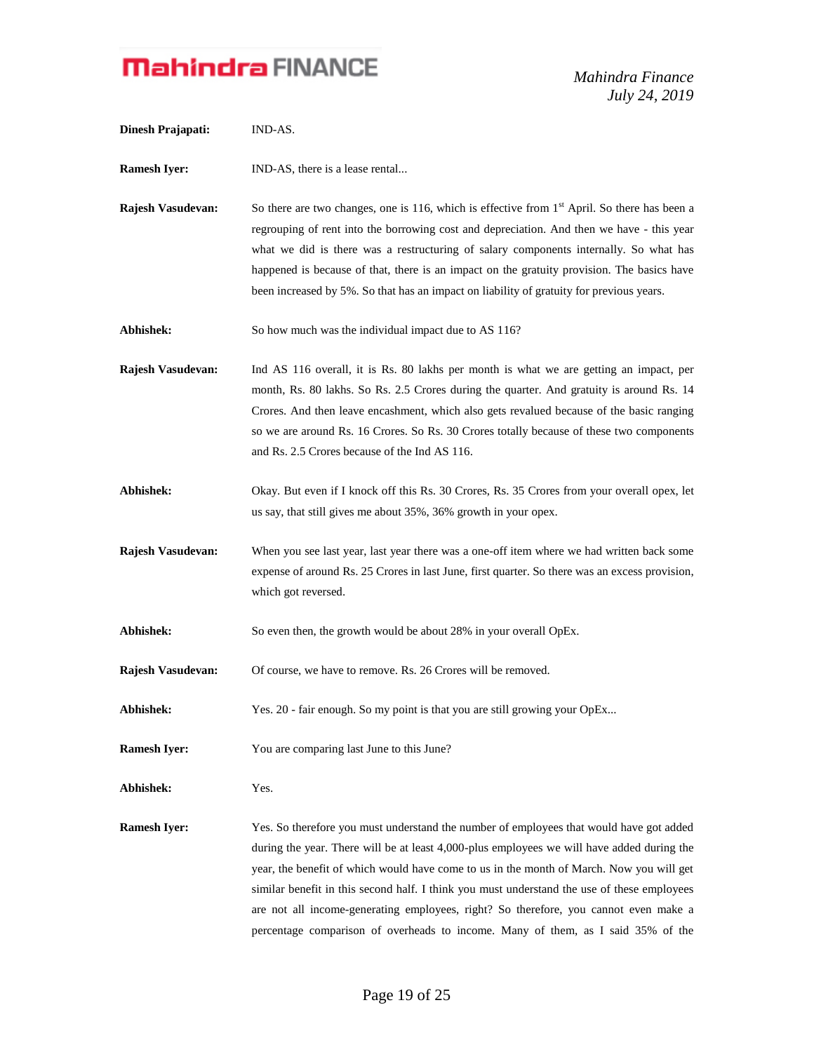**Dinesh Prajapati:** IND-AS.

**Ramesh Iyer:** IND-AS, there is a lease rental...

**Rajesh Vasudevan:** So there are two changes, one is 116, which is effective from 1st April. So there has been a regrouping of rent into the borrowing cost and depreciation. And then we have - this year what we did is there was a restructuring of salary components internally. So what has happened is because of that, there is an impact on the gratuity provision. The basics have been increased by 5%. So that has an impact on liability of gratuity for previous years.

**Abhishek:** So how much was the individual impact due to AS 116?

**Rajesh Vasudevan:** Ind AS 116 overall, it is Rs. 80 lakhs per month is what we are getting an impact, per month, Rs. 80 lakhs. So Rs. 2.5 Crores during the quarter. And gratuity is around Rs. 14 Crores. And then leave encashment, which also gets revalued because of the basic ranging so we are around Rs. 16 Crores. So Rs. 30 Crores totally because of these two components and Rs. 2.5 Crores because of the Ind AS 116.

**Abhishek:** Okay. But even if I knock off this Rs. 30 Crores, Rs. 35 Crores from your overall opex, let us say, that still gives me about 35%, 36% growth in your opex.

**Rajesh Vasudevan:** When you see last year, last year there was a one-off item where we had written back some expense of around Rs. 25 Crores in last June, first quarter. So there was an excess provision, which got reversed.

**Abhishek:** So even then, the growth would be about 28% in your overall OpEx.

**Rajesh Vasudevan:** Of course, we have to remove. Rs. 26 Crores will be removed.

**Abhishek:** Yes. 20 - fair enough. So my point is that you are still growing your OpEx...

**Ramesh Iyer:** You are comparing last June to this June?

**Abhishek:** Yes.

**Ramesh Iyer:** Yes. So therefore you must understand the number of employees that would have got added during the year. There will be at least 4,000-plus employees we will have added during the year, the benefit of which would have come to us in the month of March. Now you will get similar benefit in this second half. I think you must understand the use of these employees are not all income-generating employees, right? So therefore, you cannot even make a percentage comparison of overheads to income. Many of them, as I said 35% of the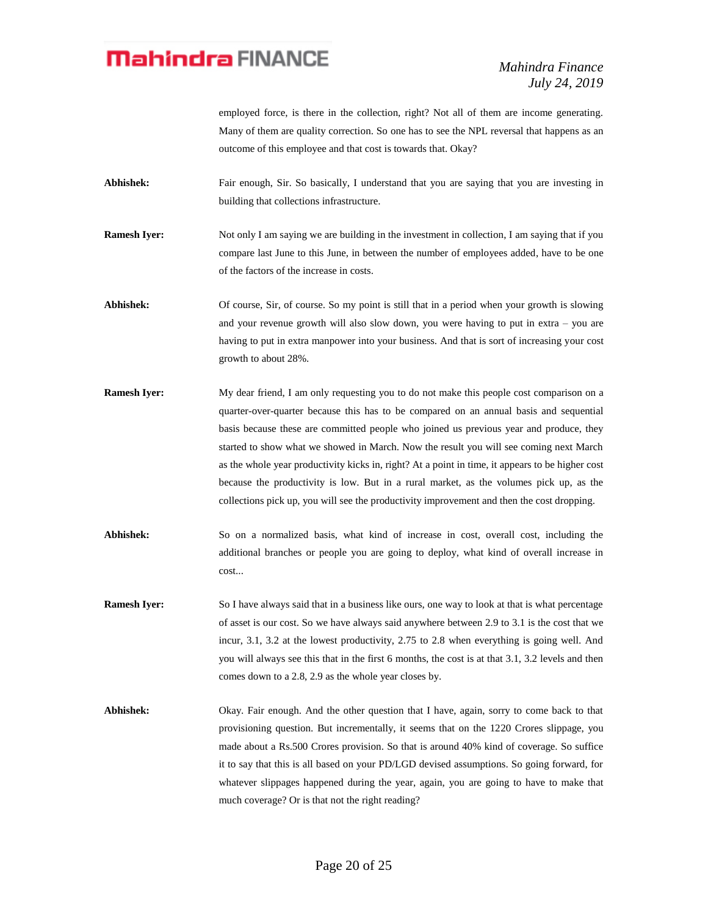employed force, is there in the collection, right? Not all of them are income generating. Many of them are quality correction. So one has to see the NPL reversal that happens as an outcome of this employee and that cost is towards that. Okay?

**Abhishek:** Fair enough, Sir. So basically, I understand that you are saying that you are investing in building that collections infrastructure.

**Ramesh Iyer:** Not only I am saying we are building in the investment in collection, I am saying that if you compare last June to this June, in between the number of employees added, have to be one of the factors of the increase in costs.

**Abhishek:** Of course, Sir, of course. So my point is still that in a period when your growth is slowing and your revenue growth will also slow down, you were having to put in extra – you are having to put in extra manpower into your business. And that is sort of increasing your cost growth to about 28%.

**Ramesh Iyer:** My dear friend, I am only requesting you to do not make this people cost comparison on a quarter-over-quarter because this has to be compared on an annual basis and sequential basis because these are committed people who joined us previous year and produce, they started to show what we showed in March. Now the result you will see coming next March as the whole year productivity kicks in, right? At a point in time, it appears to be higher cost because the productivity is low. But in a rural market, as the volumes pick up, as the collections pick up, you will see the productivity improvement and then the cost dropping.

**Abhishek:** So on a normalized basis, what kind of increase in cost, overall cost, including the additional branches or people you are going to deploy, what kind of overall increase in cost...

**Ramesh Iyer:** So I have always said that in a business like ours, one way to look at that is what percentage of asset is our cost. So we have always said anywhere between 2.9 to 3.1 is the cost that we incur, 3.1, 3.2 at the lowest productivity, 2.75 to 2.8 when everything is going well. And you will always see this that in the first 6 months, the cost is at that 3.1, 3.2 levels and then comes down to a 2.8, 2.9 as the whole year closes by.

**Abhishek:** Okay. Fair enough. And the other question that I have, again, sorry to come back to that provisioning question. But incrementally, it seems that on the 1220 Crores slippage, you made about a Rs.500 Crores provision. So that is around 40% kind of coverage. So suffice it to say that this is all based on your PD/LGD devised assumptions. So going forward, for whatever slippages happened during the year, again, you are going to have to make that much coverage? Or is that not the right reading?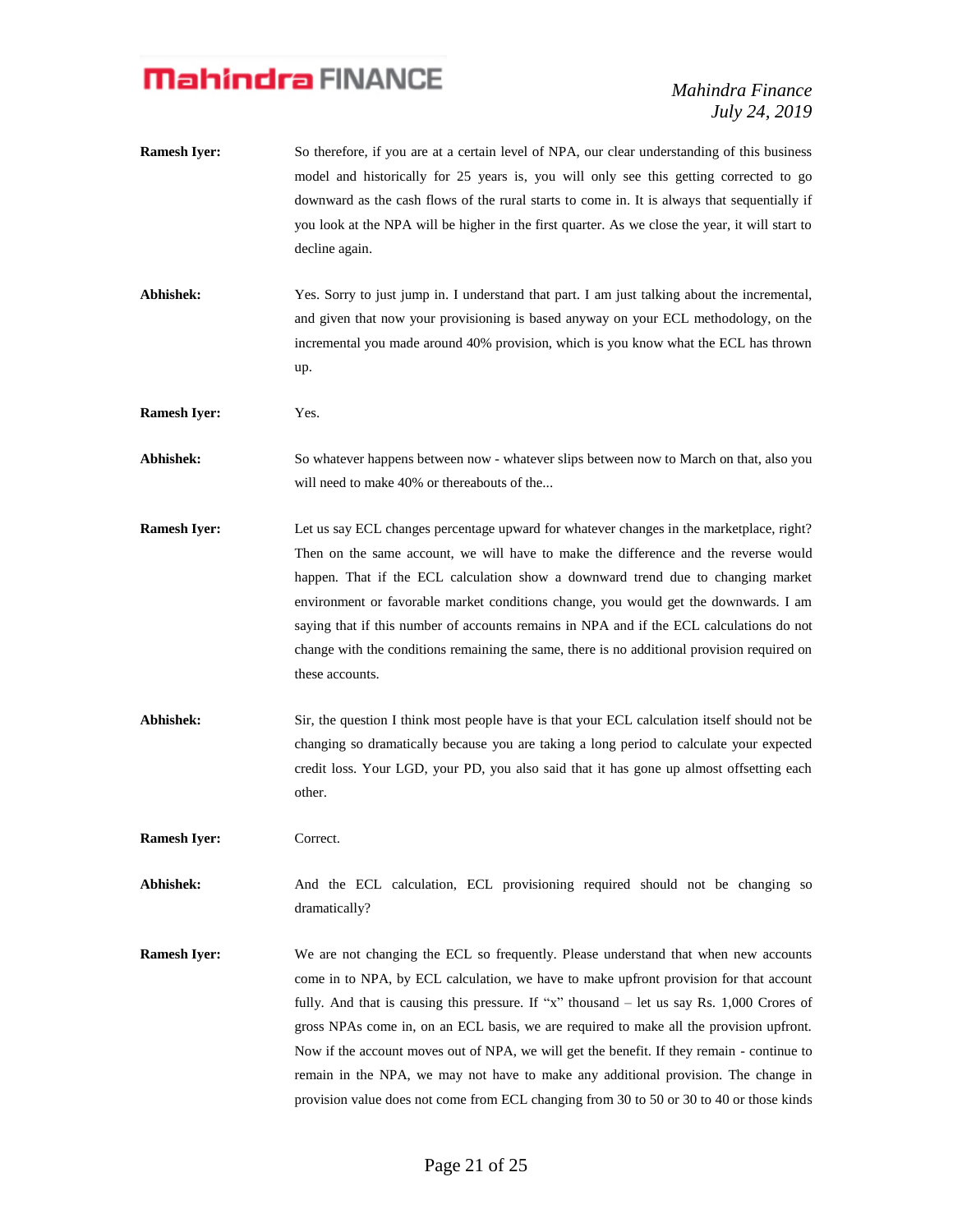**Ramesh Iyer:** So therefore, if you are at a certain level of NPA, our clear understanding of this business model and historically for 25 years is, you will only see this getting corrected to go downward as the cash flows of the rural starts to come in. It is always that sequentially if you look at the NPA will be higher in the first quarter. As we close the year, it will start to decline again.

**Abhishek:** Yes. Sorry to just jump in. I understand that part. I am just talking about the incremental, and given that now your provisioning is based anyway on your ECL methodology, on the incremental you made around 40% provision, which is you know what the ECL has thrown up.

**Ramesh Iyer:** Yes.

**Abhishek:** So whatever happens between now - whatever slips between now to March on that, also you will need to make 40% or thereabouts of the...

**Ramesh Iyer:** Let us say ECL changes percentage upward for whatever changes in the marketplace, right? Then on the same account, we will have to make the difference and the reverse would happen. That if the ECL calculation show a downward trend due to changing market environment or favorable market conditions change, you would get the downwards. I am saying that if this number of accounts remains in NPA and if the ECL calculations do not change with the conditions remaining the same, there is no additional provision required on these accounts.

**Abhishek:** Sir, the question I think most people have is that your ECL calculation itself should not be changing so dramatically because you are taking a long period to calculate your expected credit loss. Your LGD, your PD, you also said that it has gone up almost offsetting each other.

**Ramesh Iyer:** Correct.

**Abhishek:** And the ECL calculation, ECL provisioning required should not be changing so dramatically?

**Ramesh Iyer:** We are not changing the ECL so frequently. Please understand that when new accounts come in to NPA, by ECL calculation, we have to make upfront provision for that account fully. And that is causing this pressure. If "x" thousand – let us say Rs. 1,000 Crores of gross NPAs come in, on an ECL basis, we are required to make all the provision upfront. Now if the account moves out of NPA, we will get the benefit. If they remain - continue to remain in the NPA, we may not have to make any additional provision. The change in provision value does not come from ECL changing from 30 to 50 or 30 to 40 or those kinds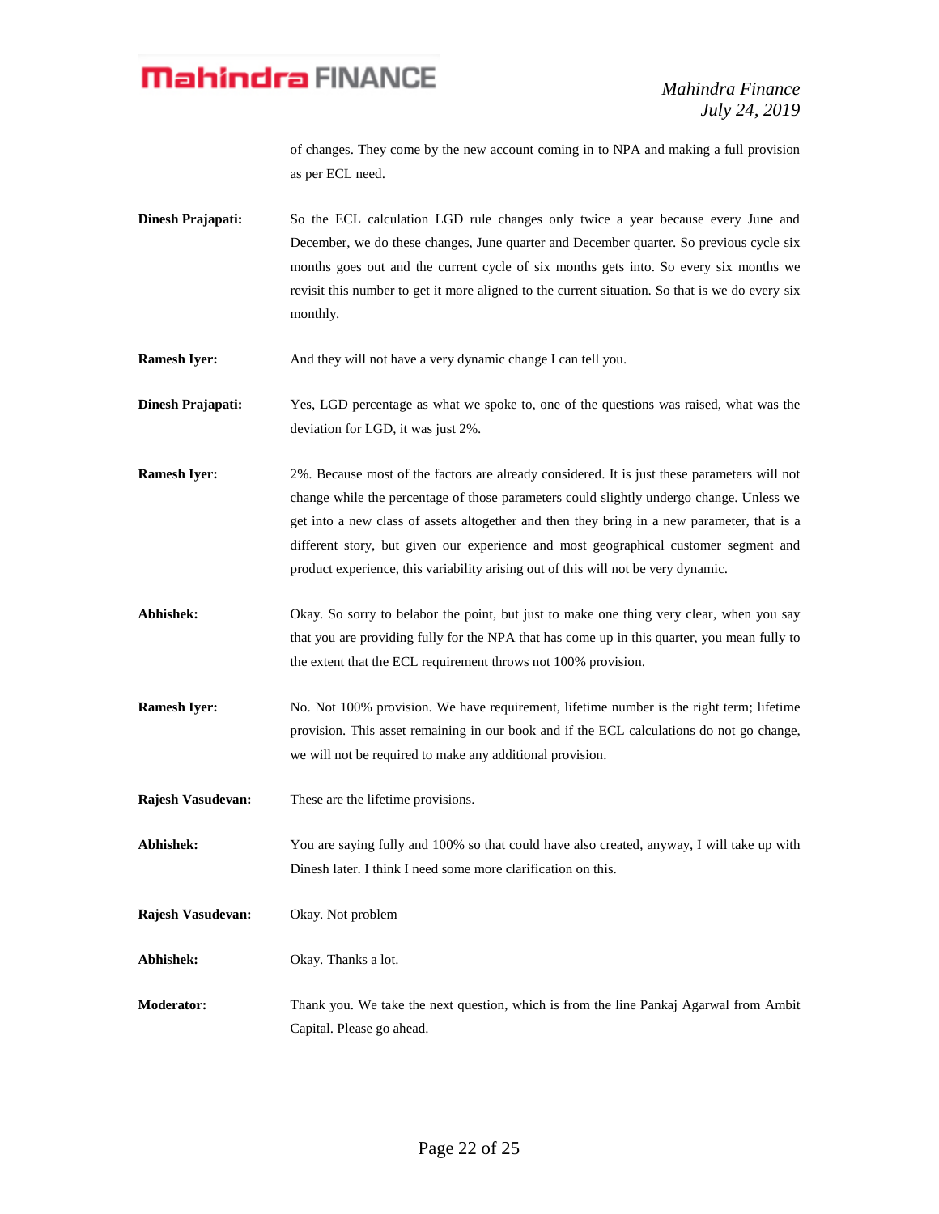of changes. They come by the new account coming in to NPA and making a full provision as per ECL need.

**Dinesh Prajapati:** So the ECL calculation LGD rule changes only twice a year because every June and December, we do these changes, June quarter and December quarter. So previous cycle six months goes out and the current cycle of six months gets into. So every six months we revisit this number to get it more aligned to the current situation. So that is we do every six monthly.

**Ramesh Iyer:** And they will not have a very dynamic change I can tell you.

**Dinesh Prajapati:** Yes, LGD percentage as what we spoke to, one of the questions was raised, what was the deviation for LGD, it was just 2%.

**Ramesh Iyer:** 2%. Because most of the factors are already considered. It is just these parameters will not change while the percentage of those parameters could slightly undergo change. Unless we get into a new class of assets altogether and then they bring in a new parameter, that is a different story, but given our experience and most geographical customer segment and product experience, this variability arising out of this will not be very dynamic.

**Abhishek:** Okay. So sorry to belabor the point, but just to make one thing very clear, when you say that you are providing fully for the NPA that has come up in this quarter, you mean fully to the extent that the ECL requirement throws not 100% provision.

**Ramesh Iyer:** No. Not 100% provision. We have requirement, lifetime number is the right term; lifetime provision. This asset remaining in our book and if the ECL calculations do not go change, we will not be required to make any additional provision.

**Rajesh Vasudevan:** These are the lifetime provisions.

**Abhishek:** You are saying fully and 100% so that could have also created, anyway, I will take up with Dinesh later. I think I need some more clarification on this.

**Rajesh Vasudevan:** Okay. Not problem

**Abhishek:** Okay. Thanks a lot.

**Moderator:** Thank you. We take the next question, which is from the line Pankaj Agarwal from Ambit Capital. Please go ahead.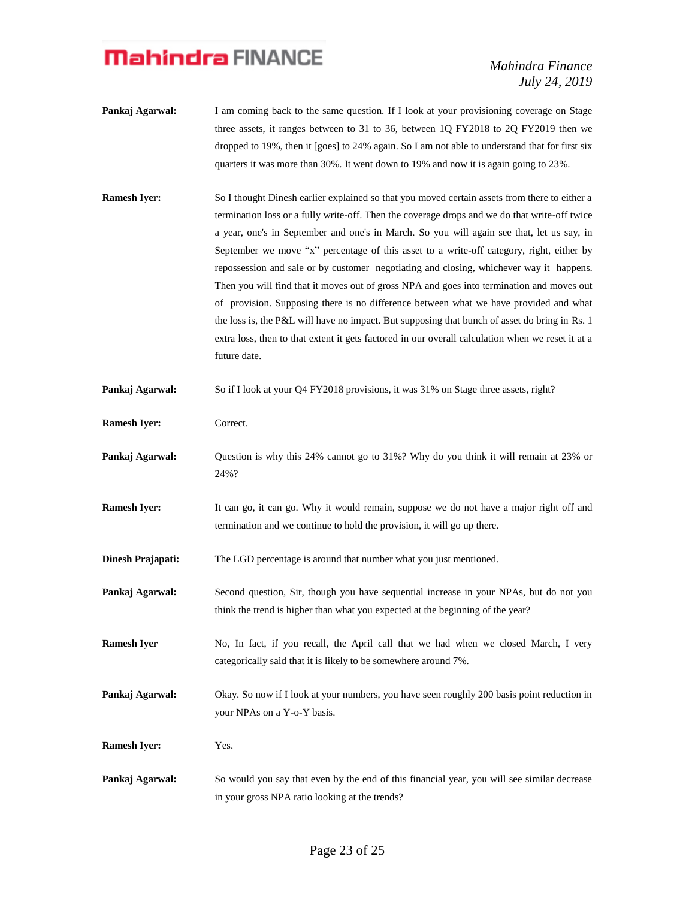**Pankaj Agarwal:** I am coming back to the same question. If I look at your provisioning coverage on Stage three assets, it ranges between to 31 to 36, between 1Q FY2018 to 2Q FY2019 then we dropped to 19%, then it [goes] to 24% again. So I am not able to understand that for first six quarters it was more than 30%. It went down to 19% and now it is again going to 23%.

**Ramesh Iyer:** So I thought Dinesh earlier explained so that you moved certain assets from there to either a termination loss or a fully write-off. Then the coverage drops and we do that write-off twice a year, one's in September and one's in March. So you will again see that, let us say, in September we move "x" percentage of this asset to a write-off category, right, either by repossession and sale or by customer negotiating and closing, whichever way it happens. Then you will find that it moves out of gross NPA and goes into termination and moves out of provision. Supposing there is no difference between what we have provided and what the loss is, the P&L will have no impact. But supposing that bunch of asset do bring in Rs. 1 extra loss, then to that extent it gets factored in our overall calculation when we reset it at a future date.

**Pankaj Agarwal:** So if I look at your Q4 FY2018 provisions, it was 31% on Stage three assets, right?

**Ramesh Iyer:** Correct.

**Pankaj Agarwal:** Question is why this 24% cannot go to 31%? Why do you think it will remain at 23% or 24%?

**Ramesh Iyer:** It can go, it can go. Why it would remain, suppose we do not have a major right off and termination and we continue to hold the provision, it will go up there.

**Dinesh Prajapati:** The LGD percentage is around that number what you just mentioned.

**Pankaj Agarwal:** Second question, Sir, though you have sequential increase in your NPAs, but do not you think the trend is higher than what you expected at the beginning of the year?

**Ramesh Iyer** No, In fact, if you recall, the April call that we had when we closed March, I very categorically said that it is likely to be somewhere around 7%.

**Pankaj Agarwal:** Okay. So now if I look at your numbers, you have seen roughly 200 basis point reduction in your NPAs on a Y-o-Y basis.

**Ramesh Iyer:** Yes.

**Pankaj Agarwal:** So would you say that even by the end of this financial year, you will see similar decrease in your gross NPA ratio looking at the trends?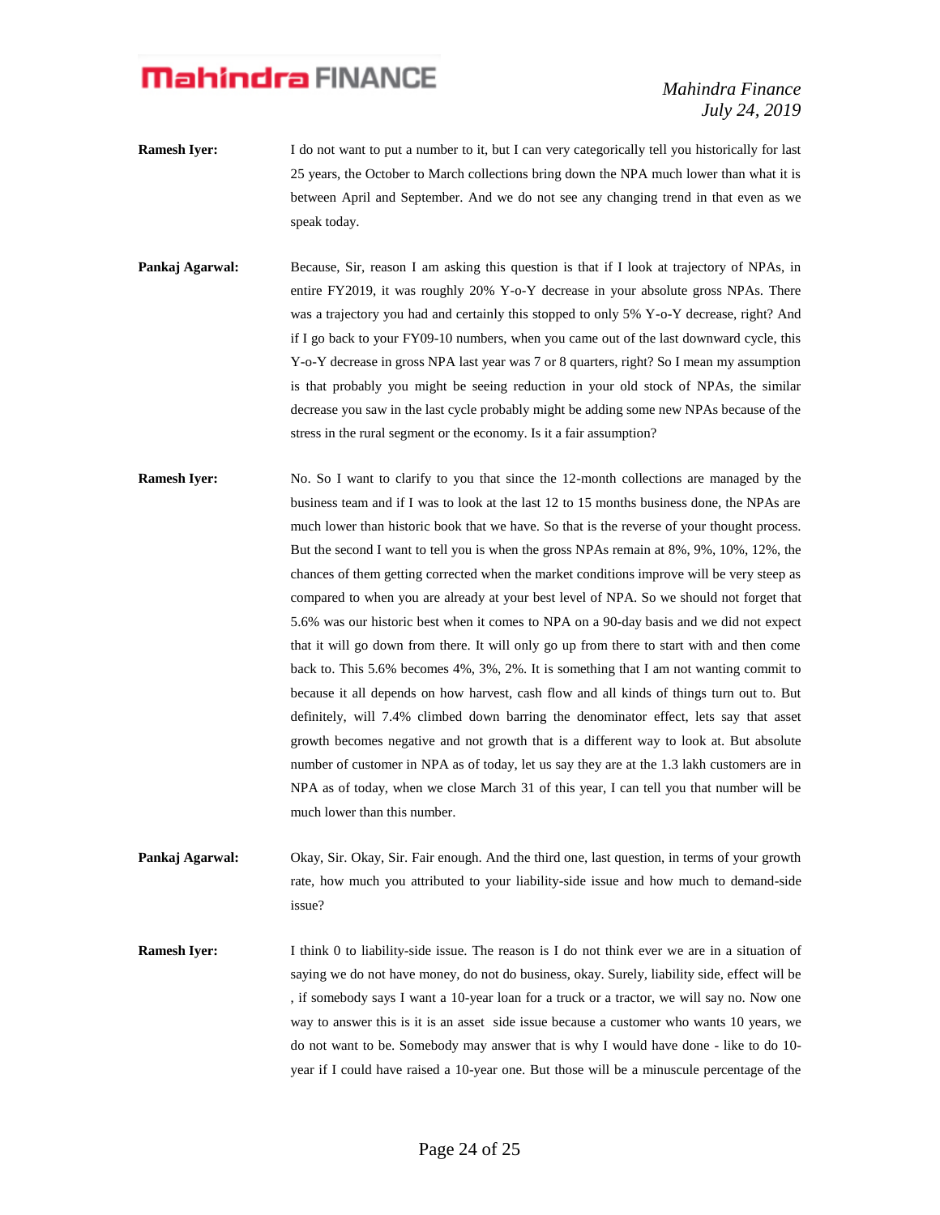**Ramesh Iyer:** I do not want to put a number to it, but I can very categorically tell you historically for last 25 years, the October to March collections bring down the NPA much lower than what it is between April and September. And we do not see any changing trend in that even as we speak today.

**Pankaj Agarwal:** Because, Sir, reason I am asking this question is that if I look at trajectory of NPAs, in entire FY2019, it was roughly 20% Y-o-Y decrease in your absolute gross NPAs. There was a trajectory you had and certainly this stopped to only 5% Y-o-Y decrease, right? And if I go back to your FY09-10 numbers, when you came out of the last downward cycle, this Y-o-Y decrease in gross NPA last year was 7 or 8 quarters, right? So I mean my assumption is that probably you might be seeing reduction in your old stock of NPAs, the similar decrease you saw in the last cycle probably might be adding some new NPAs because of the stress in the rural segment or the economy. Is it a fair assumption?

**Ramesh Iyer:** No. So I want to clarify to you that since the 12-month collections are managed by the business team and if I was to look at the last 12 to 15 months business done, the NPAs are much lower than historic book that we have. So that is the reverse of your thought process. But the second I want to tell you is when the gross NPAs remain at 8%, 9%, 10%, 12%, the chances of them getting corrected when the market conditions improve will be very steep as compared to when you are already at your best level of NPA. So we should not forget that 5.6% was our historic best when it comes to NPA on a 90-day basis and we did not expect that it will go down from there. It will only go up from there to start with and then come back to. This 5.6% becomes 4%, 3%, 2%. It is something that I am not wanting commit to because it all depends on how harvest, cash flow and all kinds of things turn out to. But definitely, will 7.4% climbed down barring the denominator effect, lets say that asset growth becomes negative and not growth that is a different way to look at. But absolute number of customer in NPA as of today, let us say they are at the 1.3 lakh customers are in NPA as of today, when we close March 31 of this year, I can tell you that number will be much lower than this number.

**Pankaj Agarwal:** Okay, Sir. Okay, Sir. Fair enough. And the third one, last question, in terms of your growth rate, how much you attributed to your liability-side issue and how much to demand-side issue?

**Ramesh Iyer:** I think 0 to liability-side issue. The reason is I do not think ever we are in a situation of saying we do not have money, do not do business, okay. Surely, liability side, effect will be , if somebody says I want a 10-year loan for a truck or a tractor, we will say no. Now one way to answer this is it is an asset side issue because a customer who wants 10 years, we do not want to be. Somebody may answer that is why I would have done - like to do 10-year if I could have raised a 10-year one. But those will be a minuscule percentage of the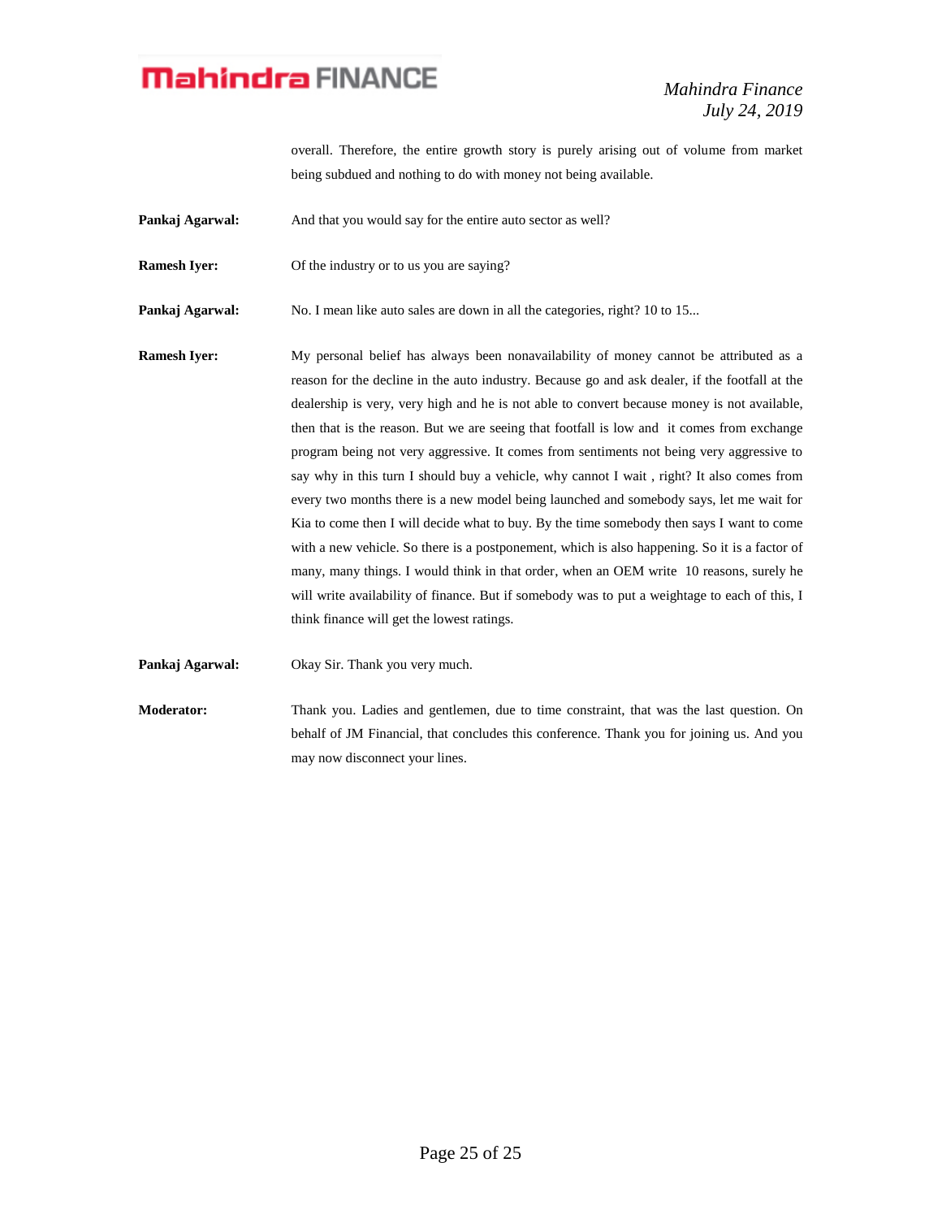overall. Therefore, the entire growth story is purely arising out of volume from market being subdued and nothing to do with money not being available.

**Pankaj Agarwal:** And that you would say for the entire auto sector as well?

**Ramesh Iyer:** Of the industry or to us you are saying?

**Pankaj Agarwal:** No. I mean like auto sales are down in all the categories, right? 10 to 15...

**Ramesh Iyer:** My personal belief has always been nonavailability of money cannot be attributed as a reason for the decline in the auto industry. Because go and ask dealer, if the footfall at the dealership is very, very high and he is not able to convert because money is not available, then that is the reason. But we are seeing that footfall is low and it comes from exchange program being not very aggressive. It comes from sentiments not being very aggressive to say why in this turn I should buy a vehicle, why cannot I wait , right? It also comes from every two months there is a new model being launched and somebody says, let me wait for Kia to come then I will decide what to buy. By the time somebody then says I want to come with a new vehicle. So there is a postponement, which is also happening. So it is a factor of many, many things. I would think in that order, when an OEM write 10 reasons, surely he will write availability of finance. But if somebody was to put a weightage to each of this, I think finance will get the lowest ratings.

**Pankaj Agarwal:** Okay Sir. Thank you very much.

**Moderator:** Thank you. Ladies and gentlemen, due to time constraint, that was the last question. On behalf of JM Financial, that concludes this conference. Thank you for joining us. And you may now disconnect your lines.